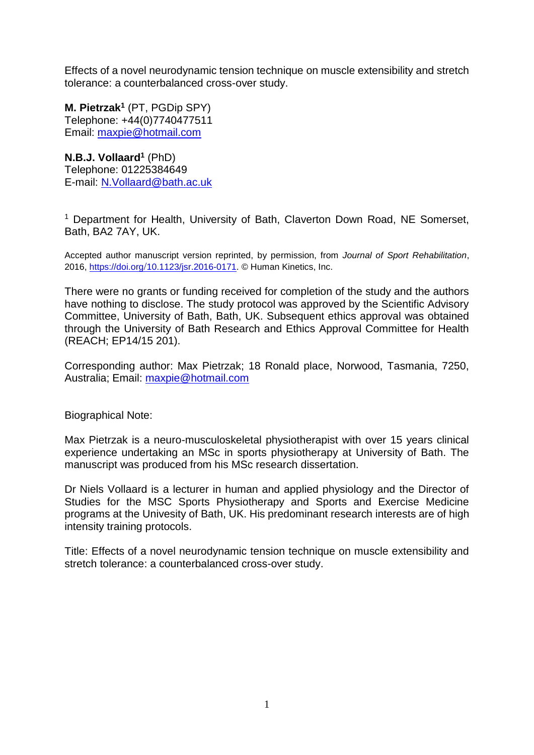Effects of a novel neurodynamic tension technique on muscle extensibility and stretch tolerance: a counterbalanced cross-over study.

**M. Pietrzak**[1] (PT, PGDip SPY)
Telephone: +44(0)7740477511
Email: maxpie@hotmail.com

**N.B.J. Vollaard**[1] (PhD)
Telephone: 01225384649
E-mail: N.Vollaard@bath.ac.uk

[1] Department for Health, University of Bath, Claverton Down Road, NE Somerset, Bath, BA2 7AY, UK.

Accepted author manuscript version reprinted, by permission, from *Journal of Sport Rehabilitation*, 2016, https://doi.org/10.1123/jsr.2016-0171. © Human Kinetics, Inc.

There were no grants or funding received for completion of the study and the authors have nothing to disclose. The study protocol was approved by the Scientific Advisory Committee, University of Bath, Bath, UK. Subsequent ethics approval was obtained through the University of Bath Research and Ethics Approval Committee for Health (REACH; EP14/15 201).

Corresponding author: Max Pietrzak; 18 Ronald place, Norwood, Tasmania, 7250, Australia; Email: maxpie@hotmail.com

Biographical Note:

Max Pietrzak is a neuro-musculoskeletal physiotherapist with over 15 years clinical experience undertaking an MSc in sports physiotherapy at University of Bath. The manuscript was produced from his MSc research dissertation.

Dr Niels Vollaard is a lecturer in human and applied physiology and the Director of Studies for the MSC Sports Physiotherapy and Sports and Exercise Medicine programs at the Univesity of Bath, UK. His predominant research interests are of high intensity training protocols.

Title: Effects of a novel neurodynamic tension technique on muscle extensibility and stretch tolerance: a counterbalanced cross-over study.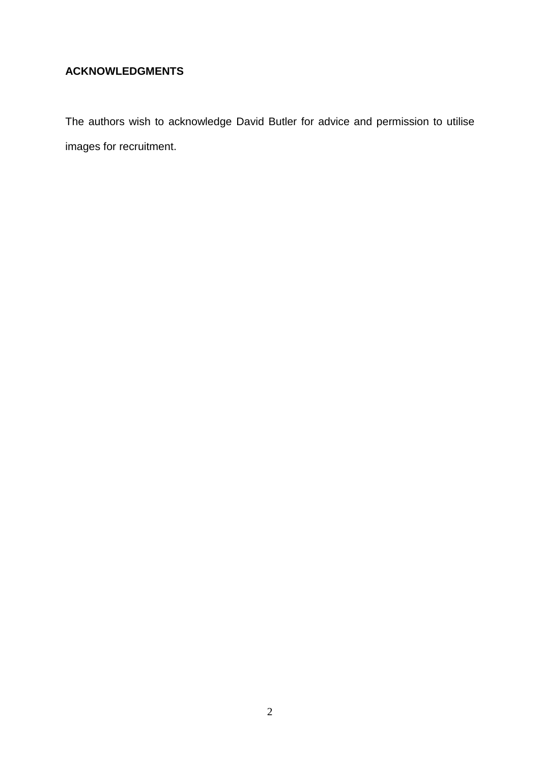## ACKNOWLEDGMENTS

The authors wish to acknowledge David Butler for advice and permission to utilise images for recruitment.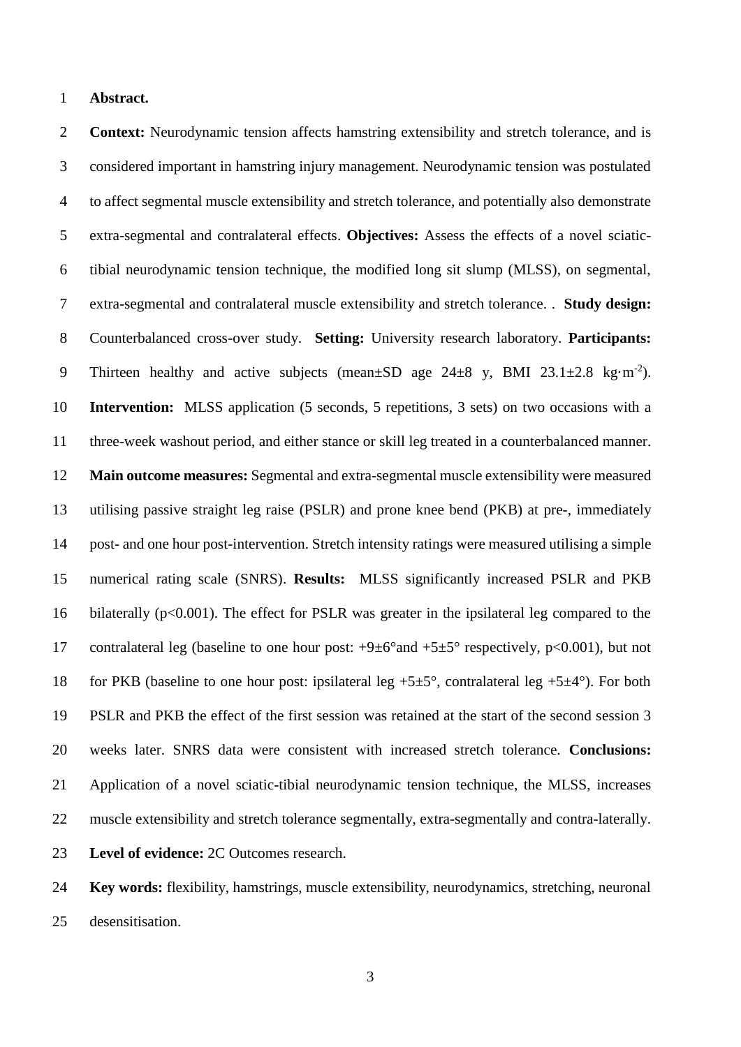**Abstract.**

**Context:** Neurodynamic tension affects hamstring extensibility and stretch tolerance, and is considered important in hamstring injury management. Neurodynamic tension was postulated to affect segmental muscle extensibility and stretch tolerance, and potentially also demonstrate extra-segmental and contralateral effects. **Objectives:** Assess the effects of a novel sciatic-tibial neurodynamic tension technique, the modified long sit slump (MLSS), on segmental, extra-segmental and contralateral muscle extensibility and stretch tolerance. . **Study design:** Counterbalanced cross-over study. **Setting:** University research laboratory. **Participants:** Thirteen healthy and active subjects (mean±SD age 24±8 y, BMI 23.1±2.8 $kg \cdot m^{-2}$). **Intervention:** MLSS application (5 seconds, 5 repetitions, 3 sets) on two occasions with a three-week washout period, and either stance or skill leg treated in a counterbalanced manner. **Main outcome measures:** Segmental and extra-segmental muscle extensibility were measured utilising passive straight leg raise (PSLR) and prone knee bend (PKB) at pre-, immediately post- and one hour post-intervention. Stretch intensity ratings were measured utilising a simple numerical rating scale (SNRS). **Results:** MLSS significantly increased PSLR and PKB bilaterally ($p<0.001$). The effect for PSLR was greater in the ipsilateral leg compared to the contralateral leg (baseline to one hour post: +9±6°and +5±5° respectively, $p<0.001$), but not for PKB (baseline to one hour post: ipsilateral leg +5±5°, contralateral leg +5±4°). For both PSLR and PKB the effect of the first session was retained at the start of the second session 3 weeks later. SNRS data were consistent with increased stretch tolerance. **Conclusions:** Application of a novel sciatic-tibial neurodynamic tension technique, the MLSS, increases muscle extensibility and stretch tolerance segmentally, extra-segmentally and contra-laterally. **Level of evidence:** 2C Outcomes research.

**Key words:** flexibility, hamstrings, muscle extensibility, neurodynamics, stretching, neuronal desensitisation.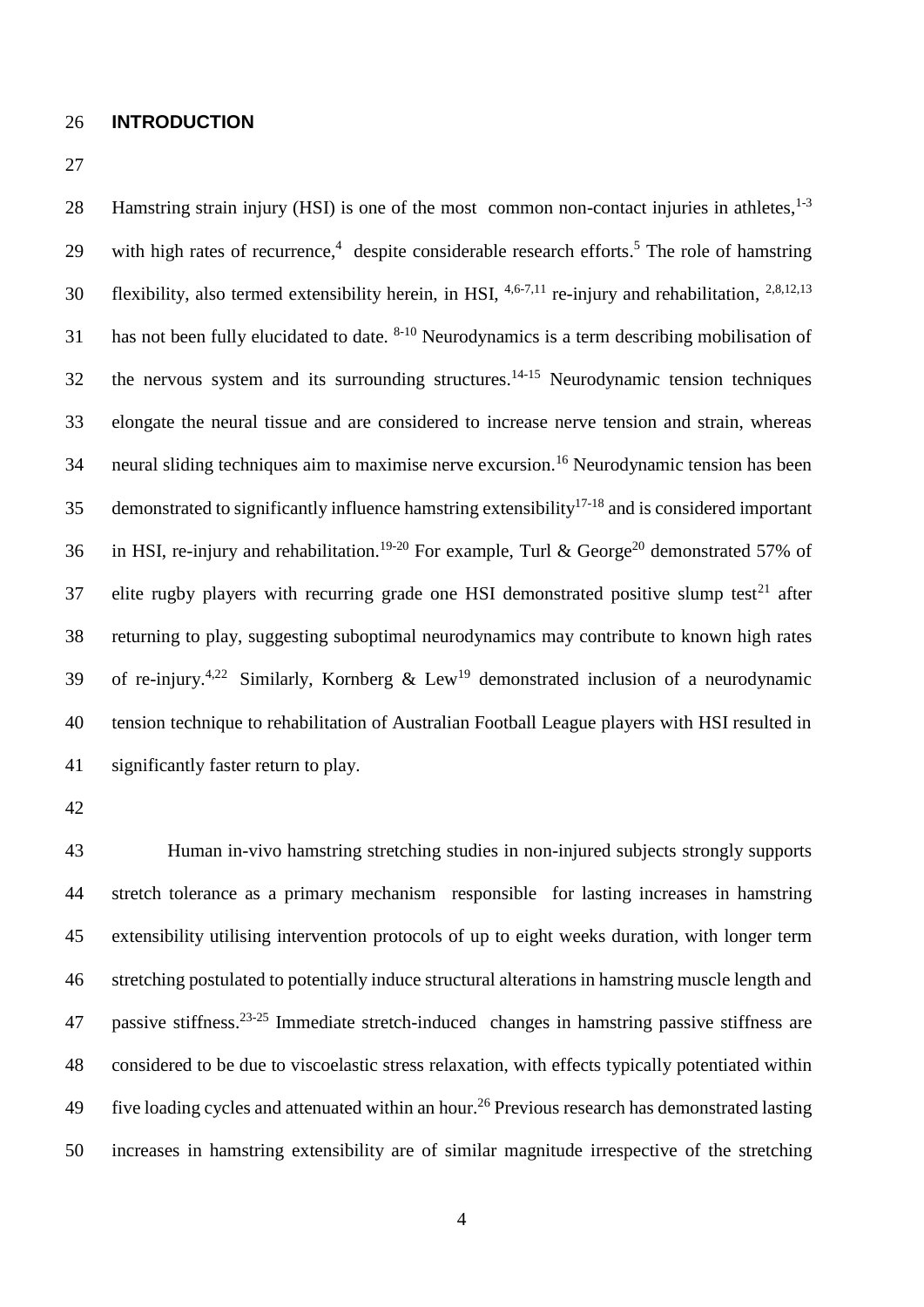## INTRODUCTION

Hamstring strain injury (HSI) is one of the most common non-contact injuries in athletes,[1-3] with high rates of recurrence,[4] despite considerable research efforts.[5] The role of hamstring flexibility, also termed extensibility herein, in HSI, [4,6-7,11] re-injury and rehabilitation, [2,8,12,13] has not been fully elucidated to date. [8-10] Neurodynamics is a term describing mobilisation of the nervous system and its surrounding structures.[14-15] Neurodynamic tension techniques elongate the neural tissue and are considered to increase nerve tension and strain, whereas neural sliding techniques aim to maximise nerve excursion.[16] Neurodynamic tension has been demonstrated to significantly influence hamstring extensibility[17-18] and is considered important in HSI, re-injury and rehabilitation.[19-20] For example, Turl & George[20] demonstrated 57% of elite rugby players with recurring grade one HSI demonstrated positive slump test[21] after returning to play, suggesting suboptimal neurodynamics may contribute to known high rates of re-injury.[4,22] Similarly, Kornberg & Lew[19] demonstrated inclusion of a neurodynamic tension technique to rehabilitation of Australian Football League players with HSI resulted in significantly faster return to play.

Human in-vivo hamstring stretching studies in non-injured subjects strongly supports stretch tolerance as a primary mechanism responsible for lasting increases in hamstring extensibility utilising intervention protocols of up to eight weeks duration, with longer term stretching postulated to potentially induce structural alterations in hamstring muscle length and passive stiffness.[23-25] Immediate stretch-induced changes in hamstring passive stiffness are considered to be due to viscoelastic stress relaxation, with effects typically potentiated within five loading cycles and attenuated within an hour.[26] Previous research has demonstrated lasting increases in hamstring extensibility are of similar magnitude irrespective of the stretching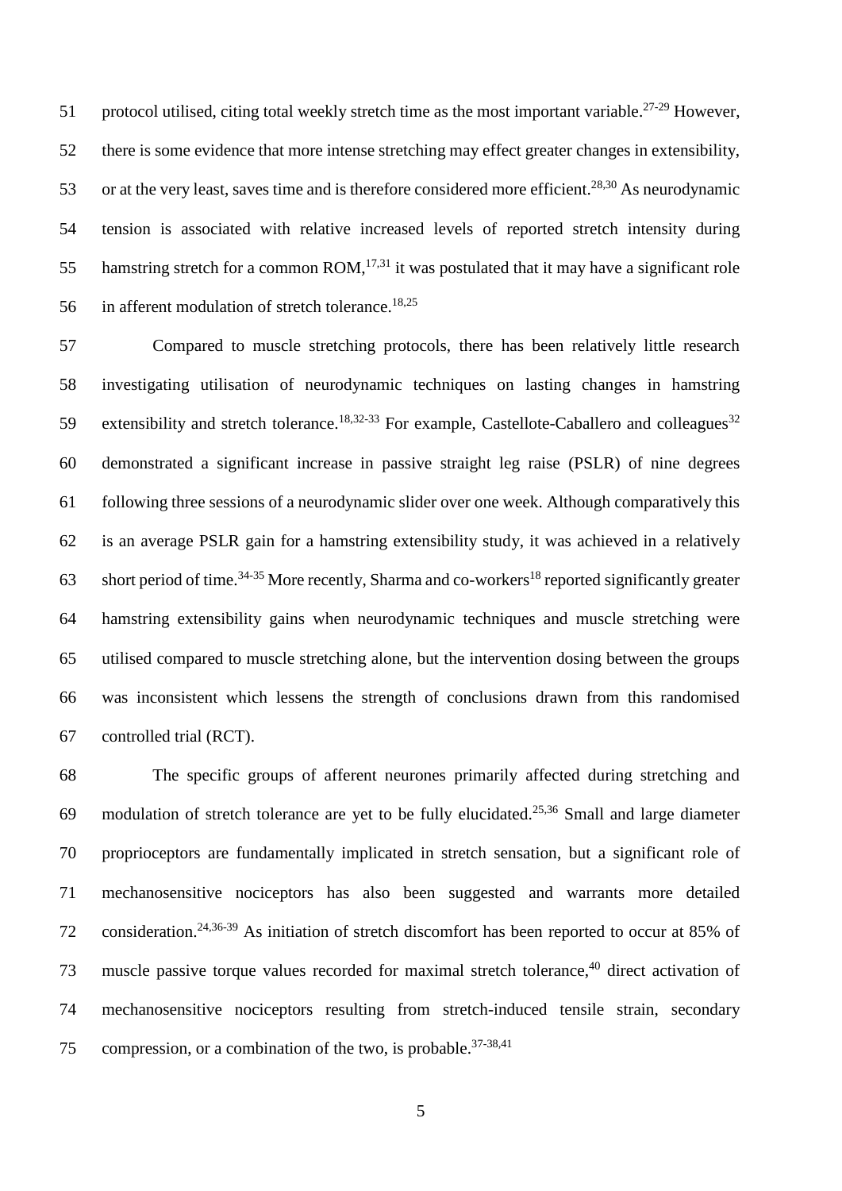protocol utilised, citing total weekly stretch time as the most important variable.[27-29] However, there is some evidence that more intense stretching may effect greater changes in extensibility, or at the very least, saves time and is therefore considered more efficient.[28,30] As neurodynamic tension is associated with relative increased levels of reported stretch intensity during hamstring stretch for a common ROM,[17,31] it was postulated that it may have a significant role in afferent modulation of stretch tolerance.[18,25]

Compared to muscle stretching protocols, there has been relatively little research investigating utilisation of neurodynamic techniques on lasting changes in hamstring extensibility and stretch tolerance.[18,32-33] For example, Castellote-Caballero and colleagues[32] demonstrated a significant increase in passive straight leg raise (PSLR) of nine degrees following three sessions of a neurodynamic slider over one week. Although comparatively this is an average PSLR gain for a hamstring extensibility study, it was achieved in a relatively short period of time.[34-35] More recently, Sharma and co-workers[18] reported significantly greater hamstring extensibility gains when neurodynamic techniques and muscle stretching were utilised compared to muscle stretching alone, but the intervention dosing between the groups was inconsistent which lessens the strength of conclusions drawn from this randomised controlled trial (RCT).

The specific groups of afferent neurones primarily affected during stretching and modulation of stretch tolerance are yet to be fully elucidated.[25,36] Small and large diameter proprioceptors are fundamentally implicated in stretch sensation, but a significant role of mechanosensitive nociceptors has also been suggested and warrants more detailed consideration.[24,36-39] As initiation of stretch discomfort has been reported to occur at 85% of muscle passive torque values recorded for maximal stretch tolerance,[40] direct activation of mechanosensitive nociceptors resulting from stretch-induced tensile strain, secondary compression, or a combination of the two, is probable.[37-38,41]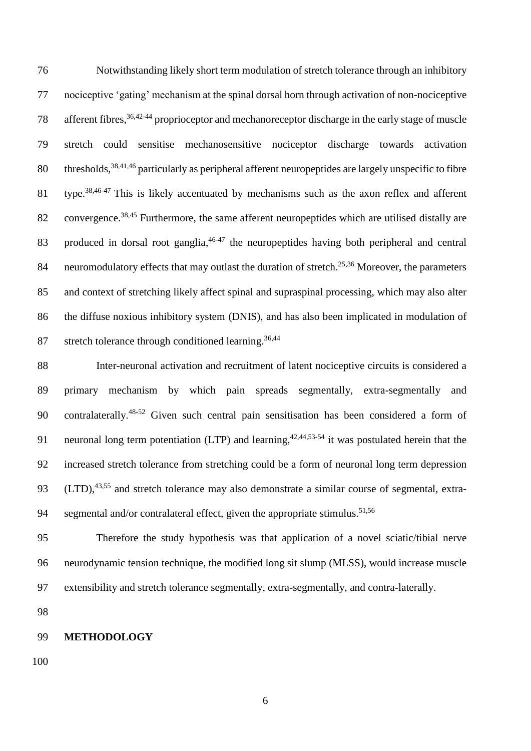Notwithstanding likely short term modulation of stretch tolerance through an inhibitory nociceptive 'gating' mechanism at the spinal dorsal horn through activation of non-nociceptive afferent fibres,[36,42-44] proprioceptor and mechanoreceptor discharge in the early stage of muscle stretch could sensitise mechanosensitive nociceptor discharge towards activation thresholds,[38,41,46] particularly as peripheral afferent neuropeptides are largely unspecific to fibre type.[38,46-47] This is likely accentuated by mechanisms such as the axon reflex and afferent convergence.[38,45] Furthermore, the same afferent neuropeptides which are utilised distally are produced in dorsal root ganglia,[46-47] the neuropeptides having both peripheral and central neuromodulatory effects that may outlast the duration of stretch.[25,36] Moreover, the parameters and context of stretching likely affect spinal and supraspinal processing, which may also alter the diffuse noxious inhibitory system (DNIS), and has also been implicated in modulation of stretch tolerance through conditioned learning.[36,44]

Inter-neuronal activation and recruitment of latent nociceptive circuits is considered a primary mechanism by which pain spreads segmentally, extra-segmentally and contralaterally.[48-52] Given such central pain sensitisation has been considered a form of neuronal long term potentiation (LTP) and learning,[42,44,53-54] it was postulated herein that the increased stretch tolerance from stretching could be a form of neuronal long term depression (LTD),[43,55] and stretch tolerance may also demonstrate a similar course of segmental, extra-segmental and/or contralateral effect, given the appropriate stimulus.[51,56]

Therefore the study hypothesis was that application of a novel sciatic/tibial nerve neurodynamic tension technique, the modified long sit slump (MLSS), would increase muscle extensibility and stretch tolerance segmentally, extra-segmentally, and contra-laterally.

## METHODOLOGY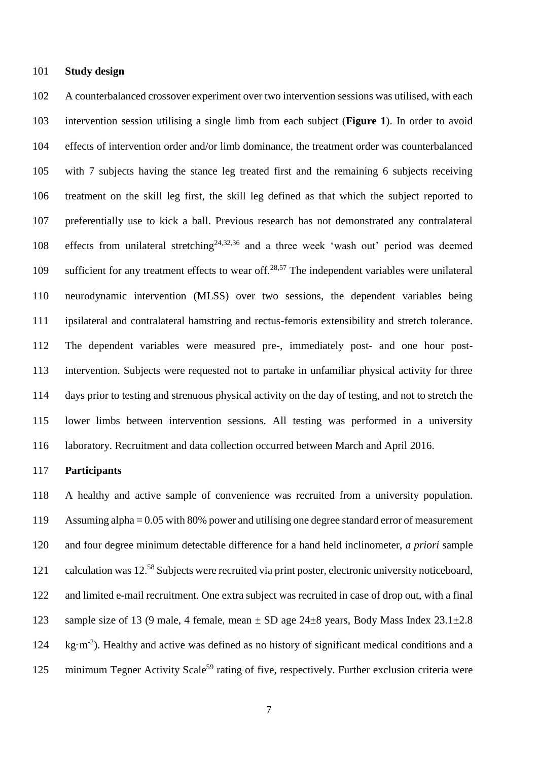**Study design**

A counterbalanced crossover experiment over two intervention sessions was utilised, with each intervention session utilising a single limb from each subject (**Figure 1**). In order to avoid effects of intervention order and/or limb dominance, the treatment order was counterbalanced with 7 subjects having the stance leg treated first and the remaining 6 subjects receiving treatment on the skill leg first, the skill leg defined as that which the subject reported to preferentially use to kick a ball. Previous research has not demonstrated any contralateral effects from unilateral stretching[24,32,36] and a three week 'wash out' period was deemed sufficient for any treatment effects to wear off.[28,57] The independent variables were unilateral neurodynamic intervention (MLSS) over two sessions, the dependent variables being ipsilateral and contralateral hamstring and rectus-femoris extensibility and stretch tolerance. The dependent variables were measured pre-, immediately post- and one hour post-intervention. Subjects were requested not to partake in unfamiliar physical activity for three days prior to testing and strenuous physical activity on the day of testing, and not to stretch the lower limbs between intervention sessions. All testing was performed in a university laboratory. Recruitment and data collection occurred between March and April 2016.

**Participants**

A healthy and active sample of convenience was recruited from a university population. Assuming alpha = 0.05 with 80% power and utilising one degree standard error of measurement and four degree minimum detectable difference for a hand held inclinometer, *a priori* sample calculation was 12.[58] Subjects were recruited via print poster, electronic university noticeboard, and limited e-mail recruitment. One extra subject was recruited in case of drop out, with a final sample size of 13 (9 male, 4 female, mean ± SD age 24±8 years, Body Mass Index 23.1±2.8 $kg \cdot m^{-2}$). Healthy and active was defined as no history of significant medical conditions and a minimum Tegner Activity Scale[59] rating of five, respectively. Further exclusion criteria were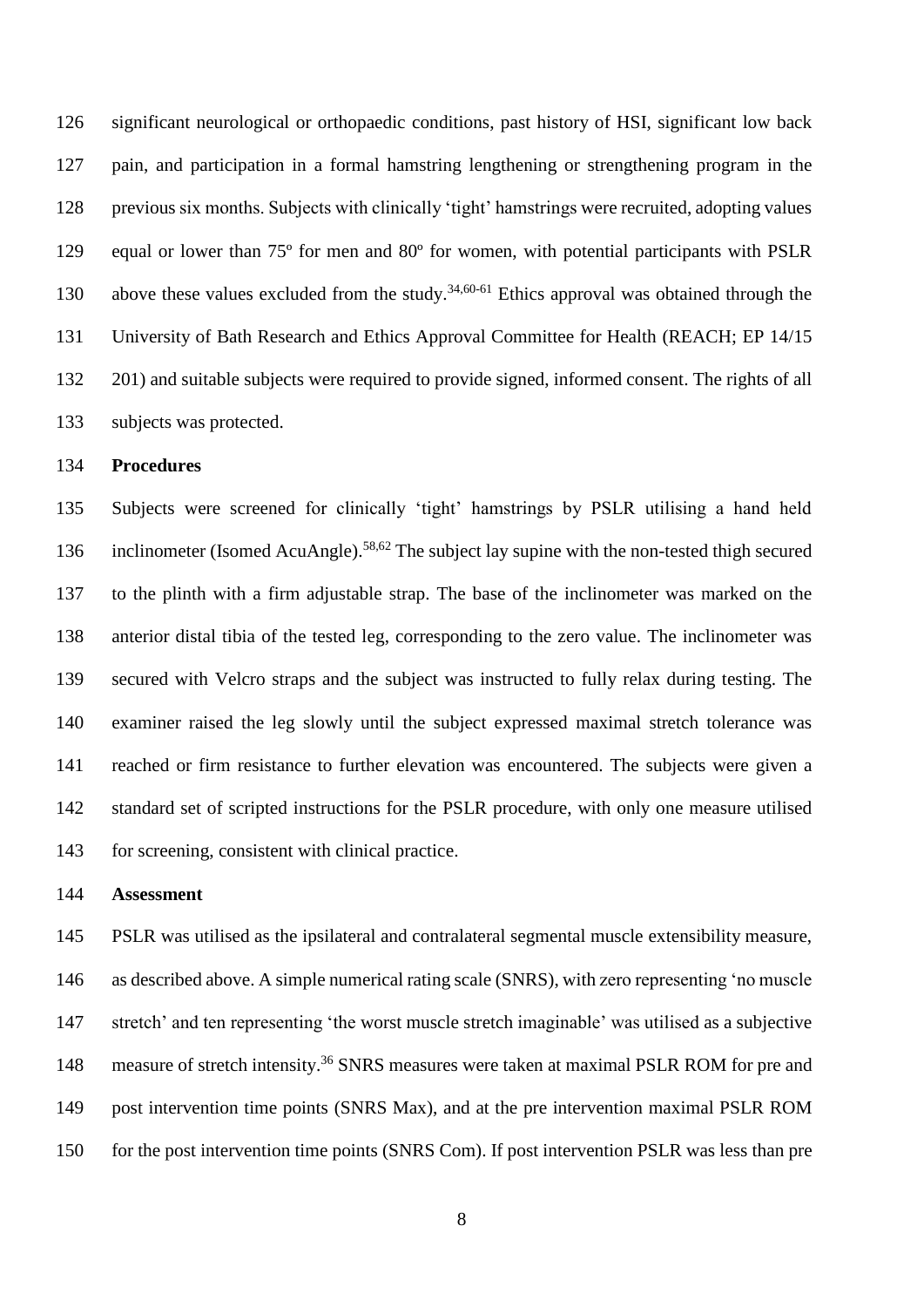significant neurological or orthopaedic conditions, past history of HSI, significant low back pain, and participation in a formal hamstring lengthening or strengthening program in the previous six months. Subjects with clinically 'tight' hamstrings were recruited, adopting values equal or lower than 75º for men and 80º for women, with potential participants with PSLR above these values excluded from the study.[34,60-61] Ethics approval was obtained through the University of Bath Research and Ethics Approval Committee for Health (REACH; EP 14/15 201) and suitable subjects were required to provide signed, informed consent. The rights of all subjects was protected.

**Procedures**

Subjects were screened for clinically 'tight' hamstrings by PSLR utilising a hand held inclinometer (Isomed AcuAngle).[58,62] The subject lay supine with the non-tested thigh secured to the plinth with a firm adjustable strap. The base of the inclinometer was marked on the anterior distal tibia of the tested leg, corresponding to the zero value. The inclinometer was secured with Velcro straps and the subject was instructed to fully relax during testing. The examiner raised the leg slowly until the subject expressed maximal stretch tolerance was reached or firm resistance to further elevation was encountered. The subjects were given a standard set of scripted instructions for the PSLR procedure, with only one measure utilised for screening, consistent with clinical practice.

**Assessment**

PSLR was utilised as the ipsilateral and contralateral segmental muscle extensibility measure, as described above. A simple numerical rating scale (SNRS), with zero representing 'no muscle stretch' and ten representing 'the worst muscle stretch imaginable' was utilised as a subjective measure of stretch intensity.[36] SNRS measures were taken at maximal PSLR ROM for pre and post intervention time points (SNRS Max), and at the pre intervention maximal PSLR ROM for the post intervention time points (SNRS Com). If post intervention PSLR was less than pre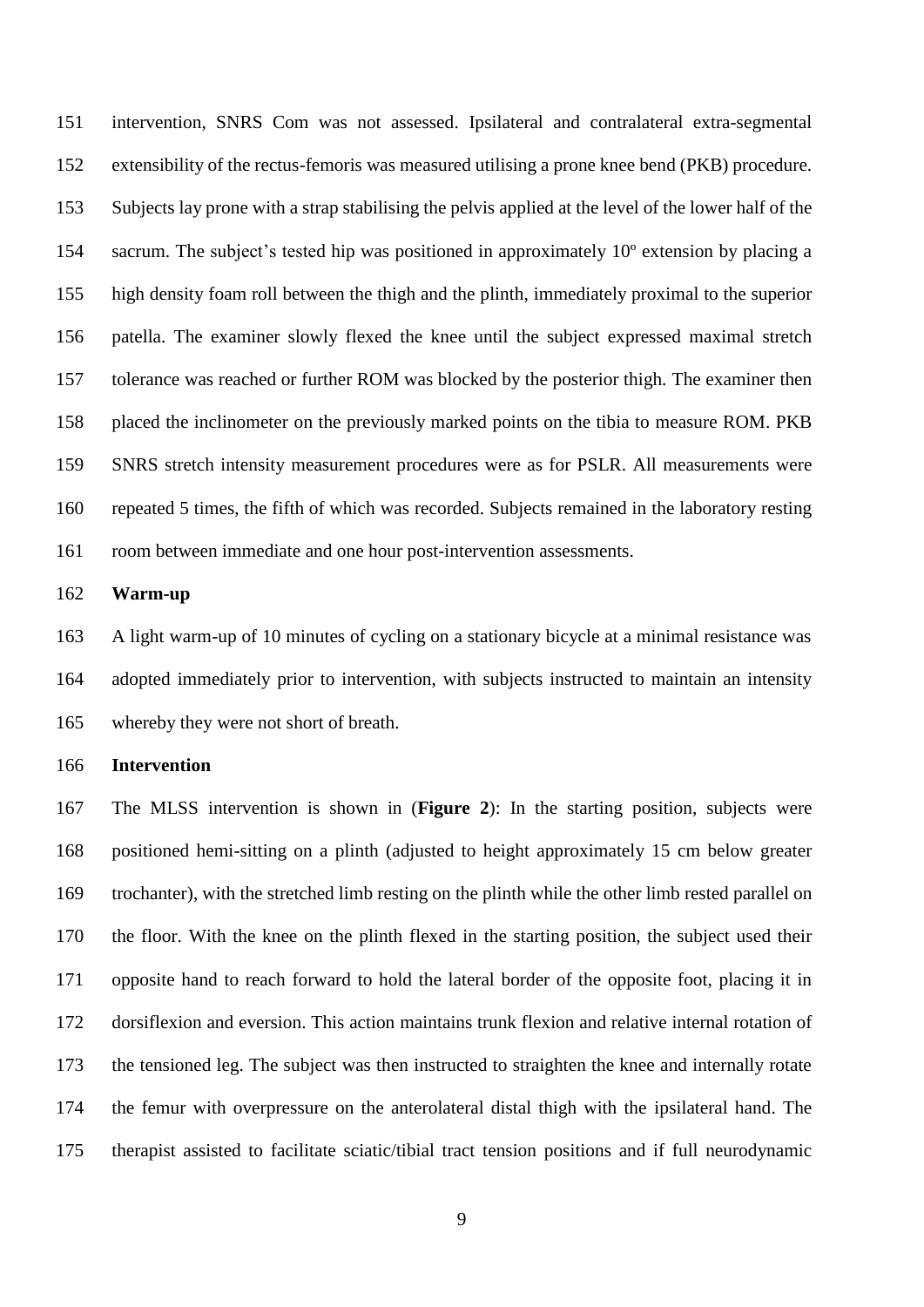intervention, SNRS Com was not assessed. Ipsilateral and contralateral extra-segmental extensibility of the rectus-femoris was measured utilising a prone knee bend (PKB) procedure. Subjects lay prone with a strap stabilising the pelvis applied at the level of the lower half of the sacrum. The subject's tested hip was positioned in approximately 10º extension by placing a high density foam roll between the thigh and the plinth, immediately proximal to the superior patella. The examiner slowly flexed the knee until the subject expressed maximal stretch tolerance was reached or further ROM was blocked by the posterior thigh. The examiner then placed the inclinometer on the previously marked points on the tibia to measure ROM. PKB SNRS stretch intensity measurement procedures were as for PSLR. All measurements were repeated 5 times, the fifth of which was recorded. Subjects remained in the laboratory resting room between immediate and one hour post-intervention assessments.

**Warm-up**

A light warm-up of 10 minutes of cycling on a stationary bicycle at a minimal resistance was adopted immediately prior to intervention, with subjects instructed to maintain an intensity whereby they were not short of breath.

**Intervention**

The MLSS intervention is shown in (**Figure 2**): In the starting position, subjects were positioned hemi-sitting on a plinth (adjusted to height approximately 15 cm below greater trochanter), with the stretched limb resting on the plinth while the other limb rested parallel on the floor. With the knee on the plinth flexed in the starting position, the subject used their opposite hand to reach forward to hold the lateral border of the opposite foot, placing it in dorsiflexion and eversion. This action maintains trunk flexion and relative internal rotation of the tensioned leg. The subject was then instructed to straighten the knee and internally rotate the femur with overpressure on the anterolateral distal thigh with the ipsilateral hand. The therapist assisted to facilitate sciatic/tibial tract tension positions and if full neurodynamic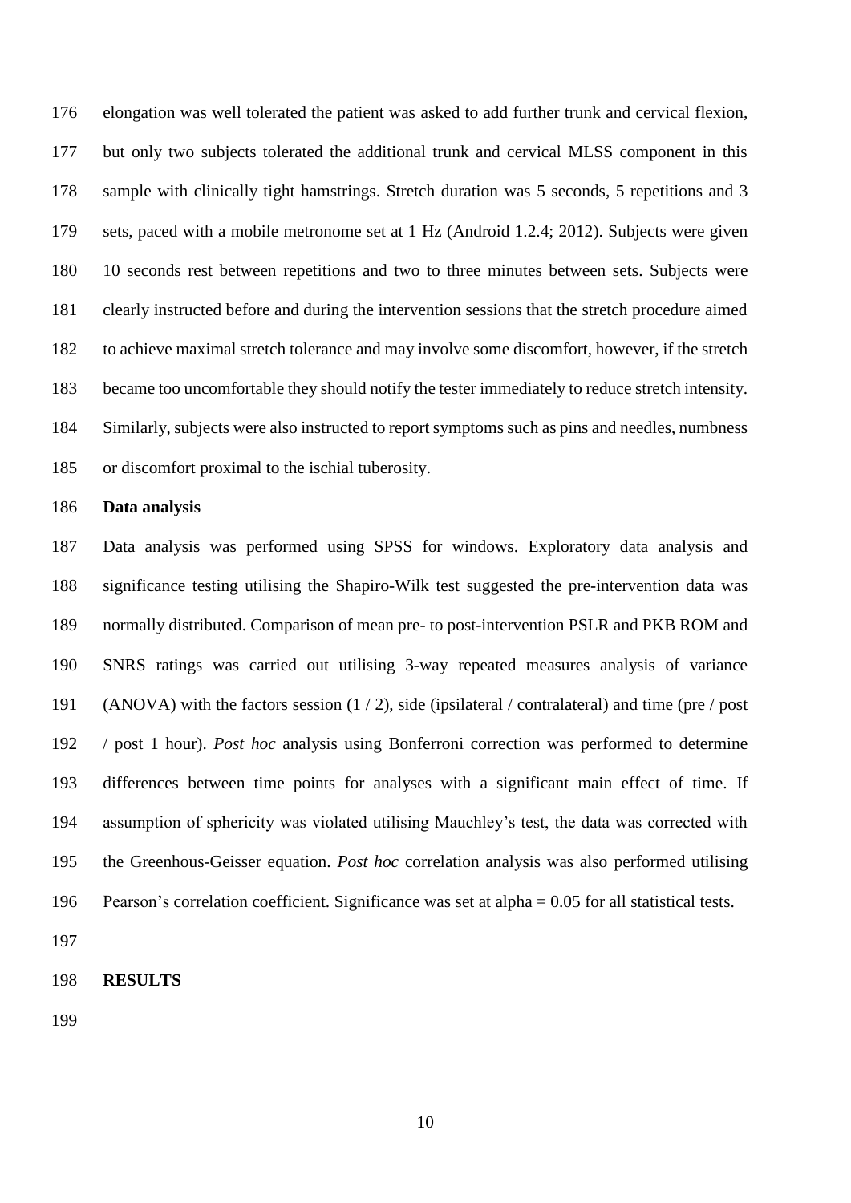elongation was well tolerated the patient was asked to add further trunk and cervical flexion, but only two subjects tolerated the additional trunk and cervical MLSS component in this sample with clinically tight hamstrings. Stretch duration was 5 seconds, 5 repetitions and 3 sets, paced with a mobile metronome set at 1 Hz (Android 1.2.4; 2012). Subjects were given 10 seconds rest between repetitions and two to three minutes between sets. Subjects were clearly instructed before and during the intervention sessions that the stretch procedure aimed to achieve maximal stretch tolerance and may involve some discomfort, however, if the stretch became too uncomfortable they should notify the tester immediately to reduce stretch intensity. Similarly, subjects were also instructed to report symptoms such as pins and needles, numbness or discomfort proximal to the ischial tuberosity.

**Data analysis**

Data analysis was performed using SPSS for windows. Exploratory data analysis and significance testing utilising the Shapiro-Wilk test suggested the pre-intervention data was normally distributed. Comparison of mean pre- to post-intervention PSLR and PKB ROM and SNRS ratings was carried out utilising 3-way repeated measures analysis of variance (ANOVA) with the factors session (1 / 2), side (ipsilateral / contralateral) and time (pre / post / post 1 hour). *Post hoc* analysis using Bonferroni correction was performed to determine differences between time points for analyses with a significant main effect of time. If assumption of sphericity was violated utilising Mauchley's test, the data was corrected with the Greenhous-Geisser equation. *Post hoc* correlation analysis was also performed utilising Pearson's correlation coefficient. Significance was set at alpha = 0.05 for all statistical tests.

**RESULTS**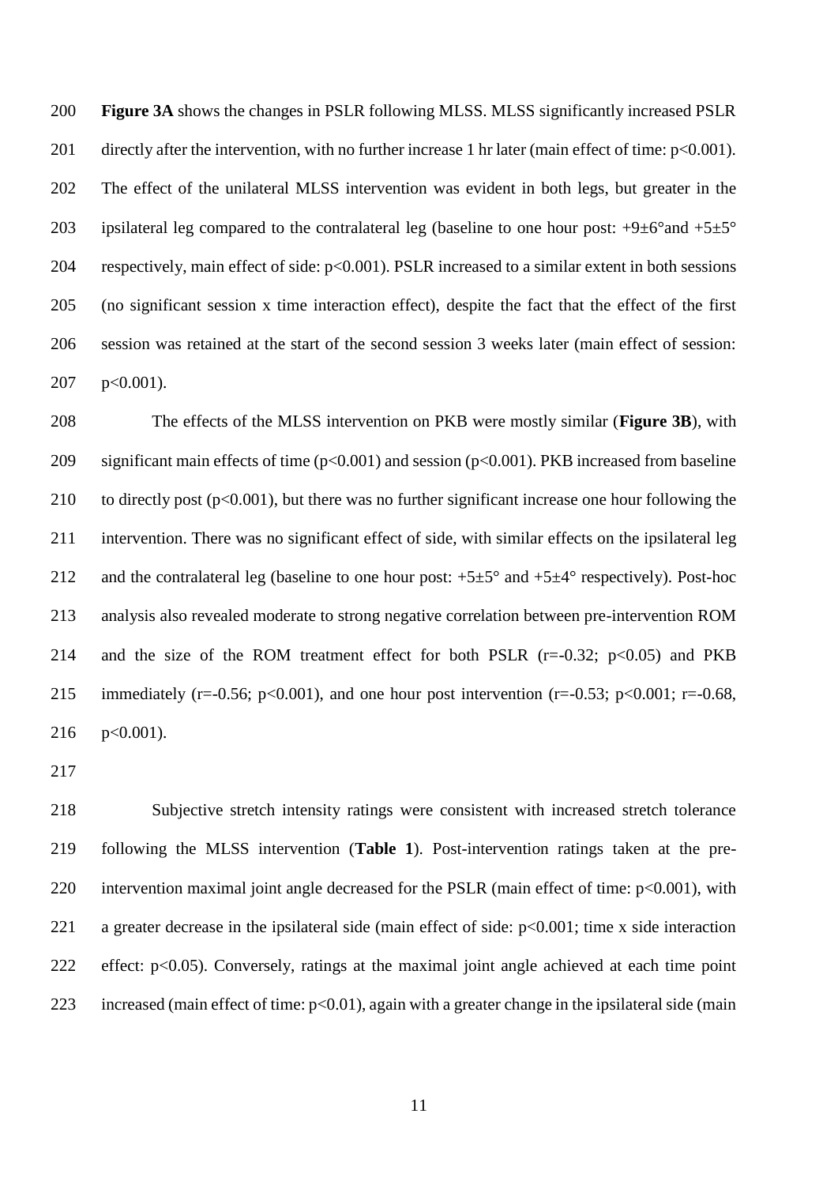**Figure 3A** shows the changes in PSLR following MLSS. MLSS significantly increased PSLR directly after the intervention, with no further increase 1 hr later (main effect of time: $p<0.001$). The effect of the unilateral MLSS intervention was evident in both legs, but greater in the ipsilateral leg compared to the contralateral leg (baseline to one hour post: $+9\pm6°$and $+5\pm5°$ respectively, main effect of side: $p<0.001$). PSLR increased to a similar extent in both sessions (no significant session x time interaction effect), despite the fact that the effect of the first session was retained at the start of the second session 3 weeks later (main effect of session: $p<0.001$).

The effects of the MLSS intervention on PKB were mostly similar (**Figure 3B**), with significant main effects of time ($p<0.001$) and session ($p<0.001$). PKB increased from baseline to directly post ($p<0.001$), but there was no further significant increase one hour following the intervention. There was no significant effect of side, with similar effects on the ipsilateral leg and the contralateral leg (baseline to one hour post: $+5\pm5°$ and $+5\pm4°$ respectively). Post-hoc analysis also revealed moderate to strong negative correlation between pre-intervention ROM and the size of the ROM treatment effect for both PSLR ($r=-0.32$; $p<0.05$) and PKB immediately ($r=-0.56$; $p<0.001$), and one hour post intervention ($r=-0.53$; $p<0.001$; $r=-0.68$, $p<0.001$).

Subjective stretch intensity ratings were consistent with increased stretch tolerance following the MLSS intervention (**Table 1**). Post-intervention ratings taken at the pre-intervention maximal joint angle decreased for the PSLR (main effect of time: $p<0.001$), with a greater decrease in the ipsilateral side (main effect of side: $p<0.001$; time x side interaction effect: $p<0.05$). Conversely, ratings at the maximal joint angle achieved at each time point increased (main effect of time: $p<0.01$), again with a greater change in the ipsilateral side (main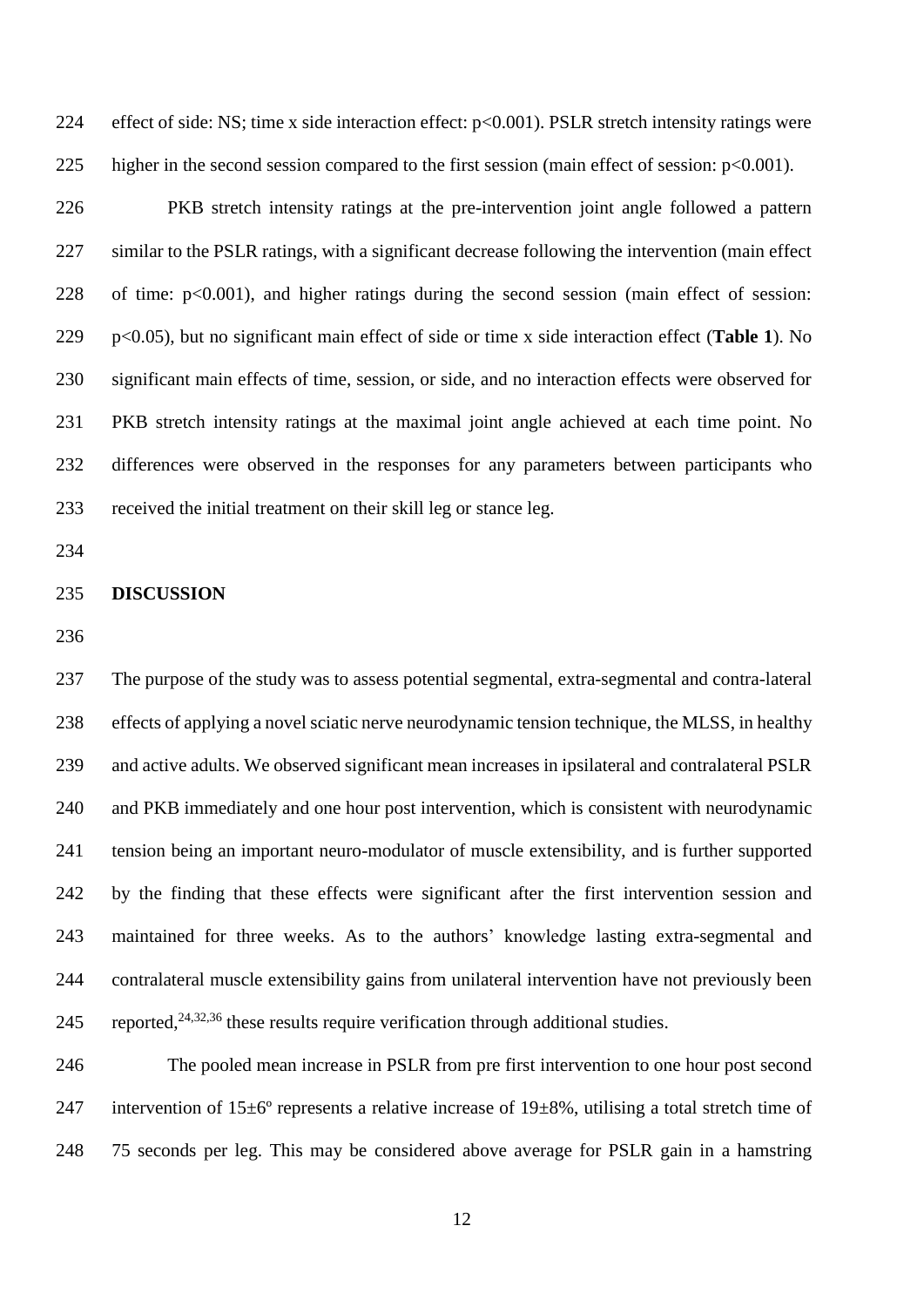effect of side: NS; time x side interaction effect: $p<0.001$). PSLR stretch intensity ratings were higher in the second session compared to the first session (main effect of session: $p<0.001$).

PKB stretch intensity ratings at the pre-intervention joint angle followed a pattern similar to the PSLR ratings, with a significant decrease following the intervention (main effect of time: $p<0.001$), and higher ratings during the second session (main effect of session: $p<0.05$), but no significant main effect of side or time x side interaction effect (**Table 1**). No significant main effects of time, session, or side, and no interaction effects were observed for PKB stretch intensity ratings at the maximal joint angle achieved at each time point. No differences were observed in the responses for any parameters between participants who received the initial treatment on their skill leg or stance leg.

## DISCUSSION

The purpose of the study was to assess potential segmental, extra-segmental and contra-lateral effects of applying a novel sciatic nerve neurodynamic tension technique, the MLSS, in healthy and active adults. We observed significant mean increases in ipsilateral and contralateral PSLR and PKB immediately and one hour post intervention, which is consistent with neurodynamic tension being an important neuro-modulator of muscle extensibility, and is further supported by the finding that these effects were significant after the first intervention session and maintained for three weeks. As to the authors' knowledge lasting extra-segmental and contralateral muscle extensibility gains from unilateral intervention have not previously been reported,[24,32,36] these results require verification through additional studies.

The pooled mean increase in PSLR from pre first intervention to one hour post second intervention of 15±6º represents a relative increase of 19±8%, utilising a total stretch time of 75 seconds per leg. This may be considered above average for PSLR gain in a hamstring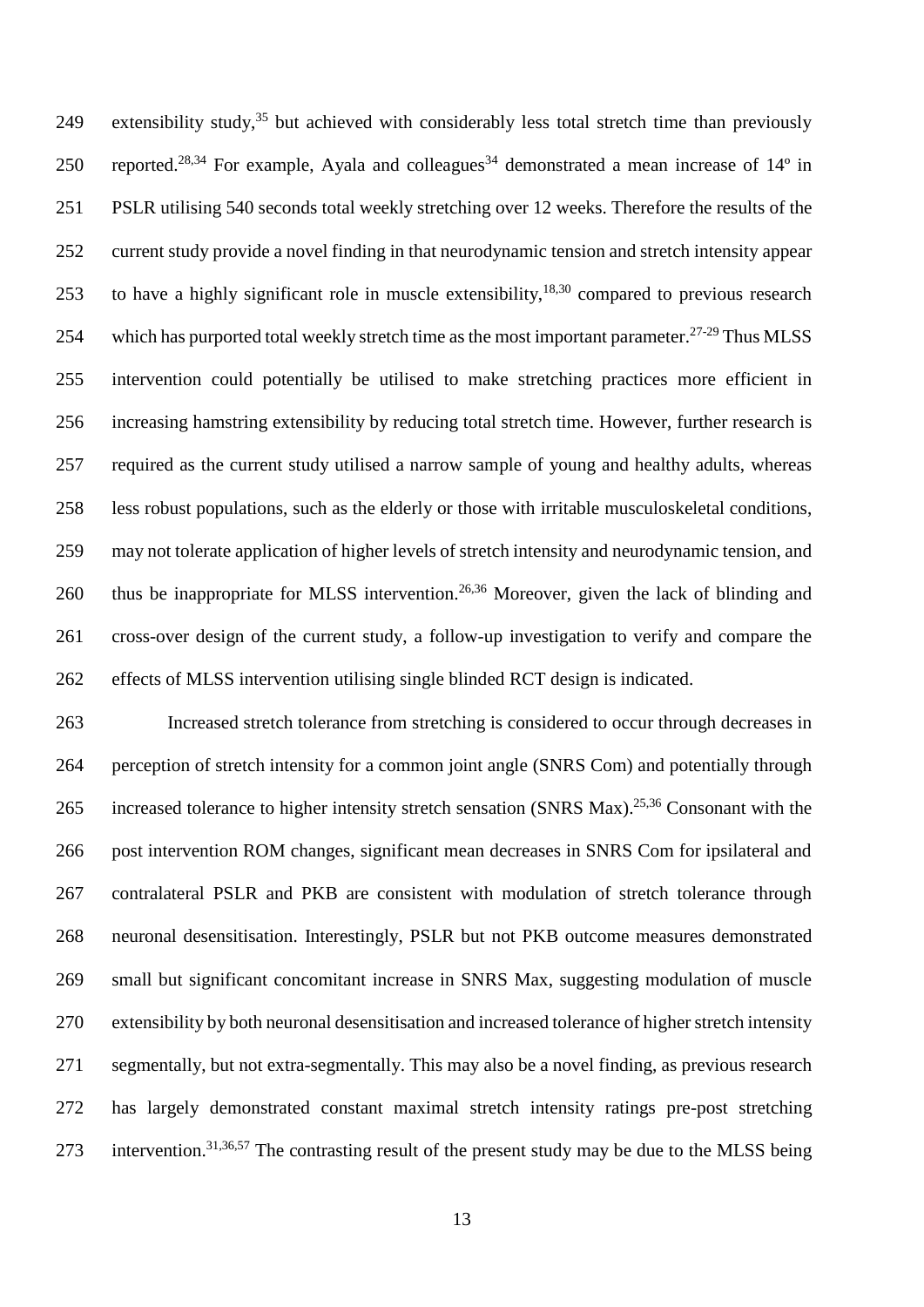extensibility study,[35] but achieved with considerably less total stretch time than previously reported.[28,34] For example, Ayala and colleagues[34] demonstrated a mean increase of 14º in PSLR utilising 540 seconds total weekly stretching over 12 weeks. Therefore the results of the current study provide a novel finding in that neurodynamic tension and stretch intensity appear to have a highly significant role in muscle extensibility,[18,30] compared to previous research which has purported total weekly stretch time as the most important parameter.[27-29] Thus MLSS intervention could potentially be utilised to make stretching practices more efficient in increasing hamstring extensibility by reducing total stretch time. However, further research is required as the current study utilised a narrow sample of young and healthy adults, whereas less robust populations, such as the elderly or those with irritable musculoskeletal conditions, may not tolerate application of higher levels of stretch intensity and neurodynamic tension, and thus be inappropriate for MLSS intervention.[26,36] Moreover, given the lack of blinding and cross-over design of the current study, a follow-up investigation to verify and compare the effects of MLSS intervention utilising single blinded RCT design is indicated.

Increased stretch tolerance from stretching is considered to occur through decreases in perception of stretch intensity for a common joint angle (SNRS Com) and potentially through increased tolerance to higher intensity stretch sensation (SNRS Max).[25,36] Consonant with the post intervention ROM changes, significant mean decreases in SNRS Com for ipsilateral and contralateral PSLR and PKB are consistent with modulation of stretch tolerance through neuronal desensitisation. Interestingly, PSLR but not PKB outcome measures demonstrated small but significant concomitant increase in SNRS Max, suggesting modulation of muscle extensibility by both neuronal desensitisation and increased tolerance of higher stretch intensity segmentally, but not extra-segmentally. This may also be a novel finding, as previous research has largely demonstrated constant maximal stretch intensity ratings pre-post stretching intervention.[31,36,57] The contrasting result of the present study may be due to the MLSS being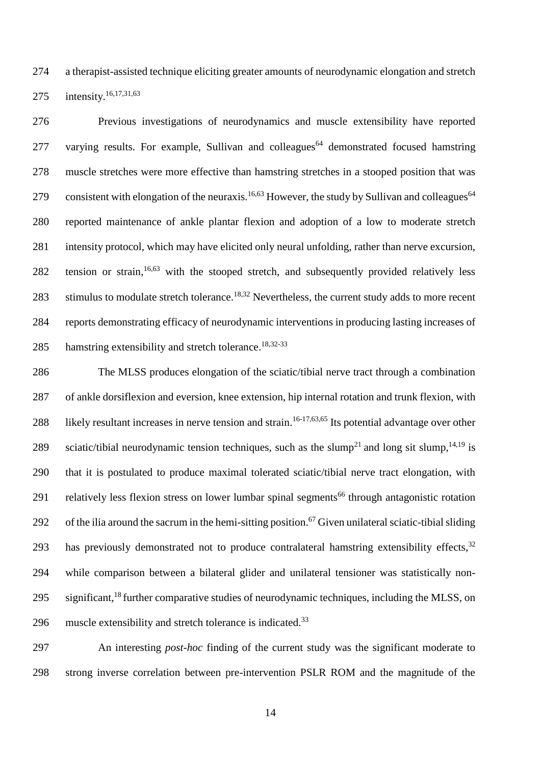a therapist-assisted technique eliciting greater amounts of neurodynamic elongation and stretch intensity.[16,17,31,63]

Previous investigations of neurodynamics and muscle extensibility have reported varying results. For example, Sullivan and colleagues[64] demonstrated focused hamstring muscle stretches were more effective than hamstring stretches in a stooped position that was consistent with elongation of the neuraxis.[16,63] However, the study by Sullivan and colleagues[64] reported maintenance of ankle plantar flexion and adoption of a low to moderate stretch intensity protocol, which may have elicited only neural unfolding, rather than nerve excursion, tension or strain,[16,63] with the stooped stretch, and subsequently provided relatively less stimulus to modulate stretch tolerance.[18,32] Nevertheless, the current study adds to more recent reports demonstrating efficacy of neurodynamic interventions in producing lasting increases of hamstring extensibility and stretch tolerance.[18,32-33]

The MLSS produces elongation of the sciatic/tibial nerve tract through a combination of ankle dorsiflexion and eversion, knee extension, hip internal rotation and trunk flexion, with likely resultant increases in nerve tension and strain.[16-17,63,65] Its potential advantage over other sciatic/tibial neurodynamic tension techniques, such as the slump[21] and long sit slump,[14,19] is that it is postulated to produce maximal tolerated sciatic/tibial nerve tract elongation, with relatively less flexion stress on lower lumbar spinal segments[66] through antagonistic rotation of the ilia around the sacrum in the hemi-sitting position.[67] Given unilateral sciatic-tibial sliding has previously demonstrated not to produce contralateral hamstring extensibility effects,[32] while comparison between a bilateral glider and unilateral tensioner was statistically non-significant,[18] further comparative studies of neurodynamic techniques, including the MLSS, on muscle extensibility and stretch tolerance is indicated.[33]

An interesting *post-hoc* finding of the current study was the significant moderate to strong inverse correlation between pre-intervention PSLR ROM and the magnitude of the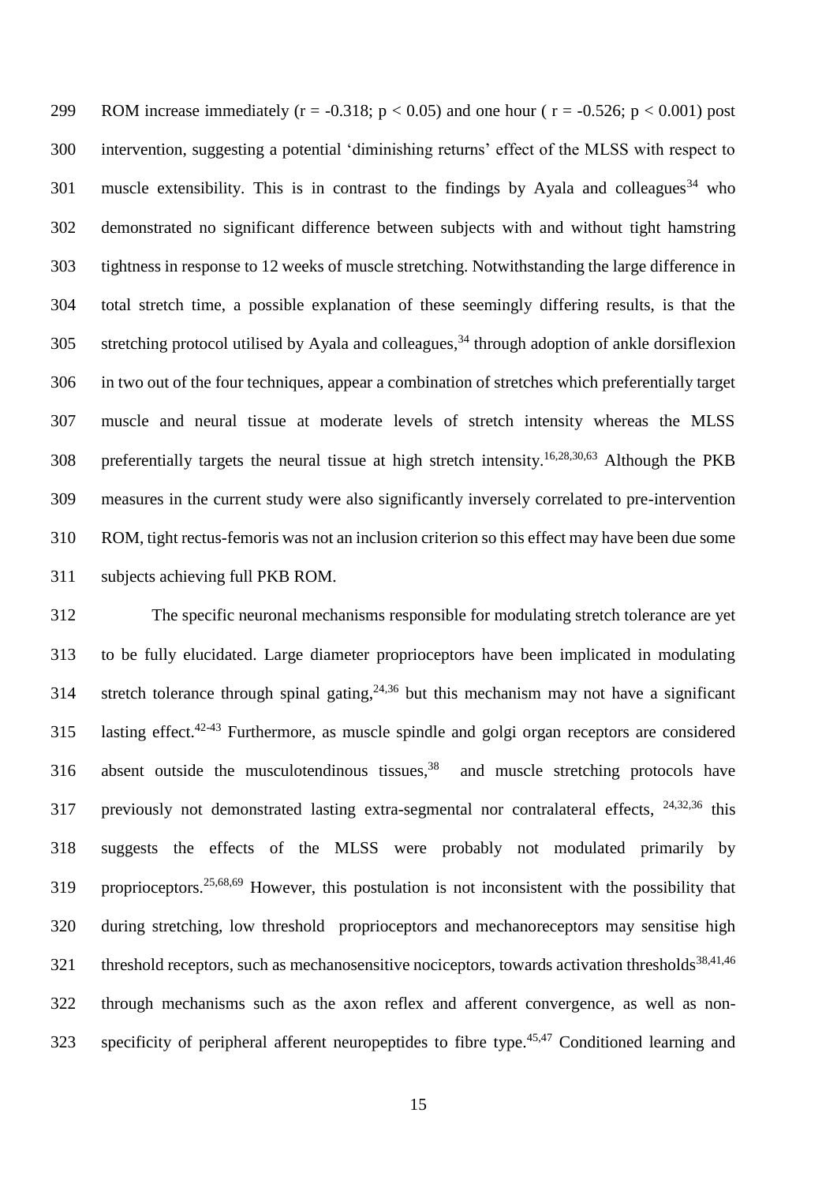ROM increase immediately ($r = -0.318$; $p < 0.05$) and one hour ( $r = -0.526$; $p < 0.001$) post intervention, suggesting a potential 'diminishing returns' effect of the MLSS with respect to muscle extensibility. This is in contrast to the findings by Ayala and colleagues[34] who demonstrated no significant difference between subjects with and without tight hamstring tightness in response to 12 weeks of muscle stretching. Notwithstanding the large difference in total stretch time, a possible explanation of these seemingly differing results, is that the stretching protocol utilised by Ayala and colleagues,[34] through adoption of ankle dorsiflexion in two out of the four techniques, appear a combination of stretches which preferentially target muscle and neural tissue at moderate levels of stretch intensity whereas the MLSS preferentially targets the neural tissue at high stretch intensity.[16,28,30,63] Although the PKB measures in the current study were also significantly inversely correlated to pre-intervention ROM, tight rectus-femoris was not an inclusion criterion so this effect may have been due some subjects achieving full PKB ROM.

The specific neuronal mechanisms responsible for modulating stretch tolerance are yet to be fully elucidated. Large diameter proprioceptors have been implicated in modulating stretch tolerance through spinal gating,[24,36] but this mechanism may not have a significant lasting effect.[42-43] Furthermore, as muscle spindle and golgi organ receptors are considered absent outside the musculotendinous tissues,[38] and muscle stretching protocols have previously not demonstrated lasting extra-segmental nor contralateral effects, [24,32,36] this suggests the effects of the MLSS were probably not modulated primarily by proprioceptors.[25,68,69] However, this postulation is not inconsistent with the possibility that during stretching, low threshold proprioceptors and mechanoreceptors may sensitise high threshold receptors, such as mechanosensitive nociceptors, towards activation thresholds[38,41,46] through mechanisms such as the axon reflex and afferent convergence, as well as non-specificity of peripheral afferent neuropeptides to fibre type.[45,47] Conditioned learning and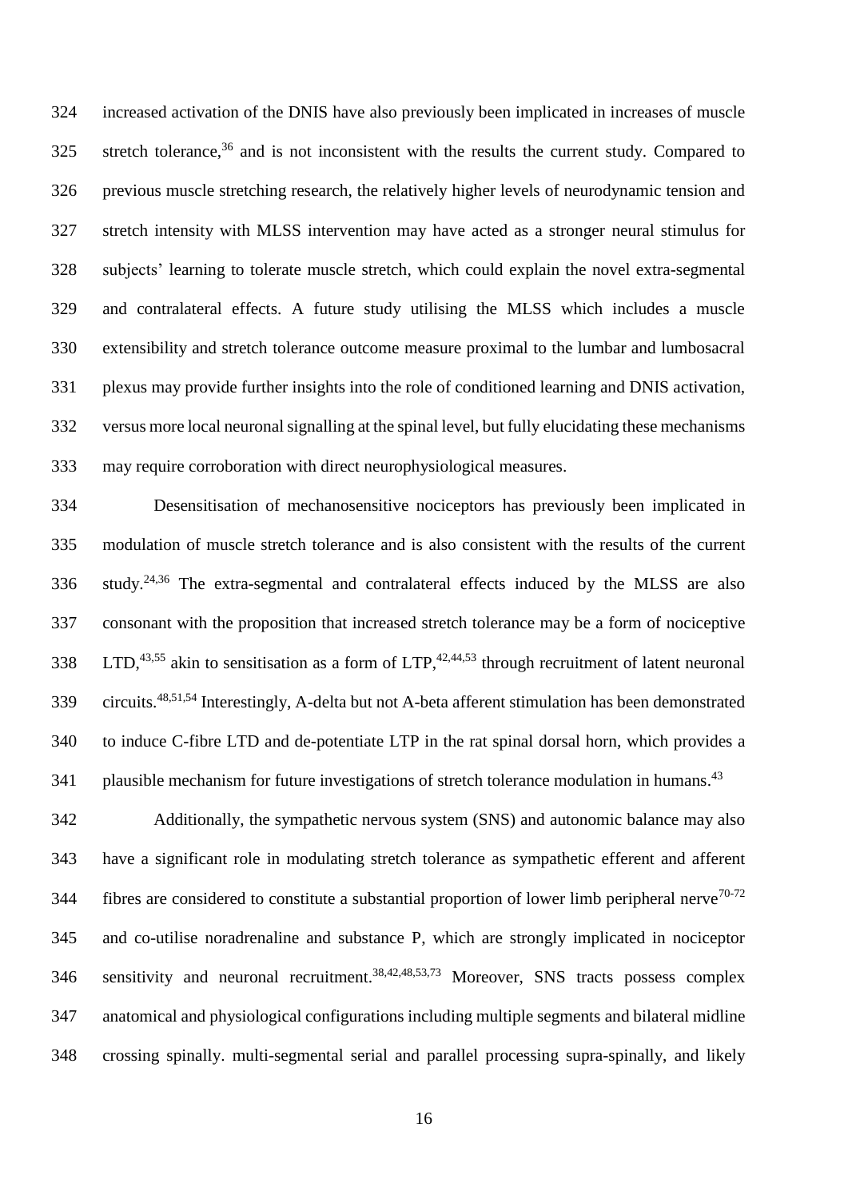increased activation of the DNIS have also previously been implicated in increases of muscle stretch tolerance,[36] and is not inconsistent with the results the current study. Compared to previous muscle stretching research, the relatively higher levels of neurodynamic tension and stretch intensity with MLSS intervention may have acted as a stronger neural stimulus for subjects' learning to tolerate muscle stretch, which could explain the novel extra-segmental and contralateral effects. A future study utilising the MLSS which includes a muscle extensibility and stretch tolerance outcome measure proximal to the lumbar and lumbosacral plexus may provide further insights into the role of conditioned learning and DNIS activation, versus more local neuronal signalling at the spinal level, but fully elucidating these mechanisms may require corroboration with direct neurophysiological measures.

Desensitisation of mechanosensitive nociceptors has previously been implicated in modulation of muscle stretch tolerance and is also consistent with the results of the current study.[24,36] The extra-segmental and contralateral effects induced by the MLSS are also consonant with the proposition that increased stretch tolerance may be a form of nociceptive LTD,[43,55] akin to sensitisation as a form of LTP,[42,44,53] through recruitment of latent neuronal circuits.[48,51,54] Interestingly, A-delta but not A-beta afferent stimulation has been demonstrated to induce C-fibre LTD and de-potentiate LTP in the rat spinal dorsal horn, which provides a plausible mechanism for future investigations of stretch tolerance modulation in humans.[43]

Additionally, the sympathetic nervous system (SNS) and autonomic balance may also have a significant role in modulating stretch tolerance as sympathetic efferent and afferent fibres are considered to constitute a substantial proportion of lower limb peripheral nerve[70-72] and co-utilise noradrenaline and substance P, which are strongly implicated in nociceptor sensitivity and neuronal recruitment.[38,42,48,53,73] Moreover, SNS tracts possess complex anatomical and physiological configurations including multiple segments and bilateral midline crossing spinally. multi-segmental serial and parallel processing supra-spinally, and likely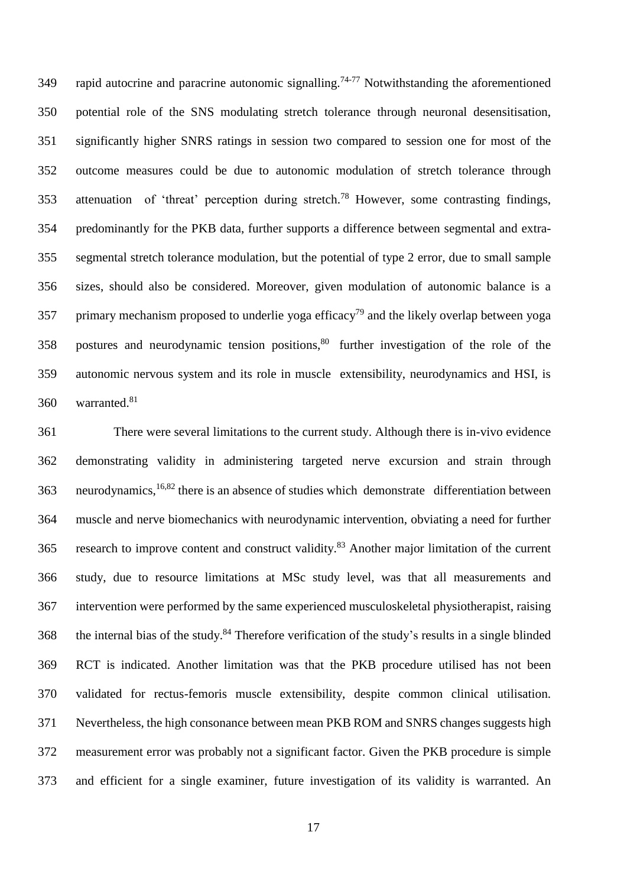rapid autocrine and paracrine autonomic signalling.[74-77] Notwithstanding the aforementioned potential role of the SNS modulating stretch tolerance through neuronal desensitisation, significantly higher SNRS ratings in session two compared to session one for most of the outcome measures could be due to autonomic modulation of stretch tolerance through attenuation of 'threat' perception during stretch.[78] However, some contrasting findings, predominantly for the PKB data, further supports a difference between segmental and extra-segmental stretch tolerance modulation, but the potential of type 2 error, due to small sample sizes, should also be considered. Moreover, given modulation of autonomic balance is a primary mechanism proposed to underlie yoga efficacy[79] and the likely overlap between yoga postures and neurodynamic tension positions,[80] further investigation of the role of the autonomic nervous system and its role in muscle extensibility, neurodynamics and HSI, is warranted.[81]

There were several limitations to the current study. Although there is in-vivo evidence demonstrating validity in administering targeted nerve excursion and strain through neurodynamics,[16,82] there is an absence of studies which demonstrate differentiation between muscle and nerve biomechanics with neurodynamic intervention, obviating a need for further research to improve content and construct validity.[83] Another major limitation of the current study, due to resource limitations at MSc study level, was that all measurements and intervention were performed by the same experienced musculoskeletal physiotherapist, raising the internal bias of the study.[84] Therefore verification of the study's results in a single blinded RCT is indicated. Another limitation was that the PKB procedure utilised has not been validated for rectus-femoris muscle extensibility, despite common clinical utilisation. Nevertheless, the high consonance between mean PKB ROM and SNRS changes suggests high measurement error was probably not a significant factor. Given the PKB procedure is simple and efficient for a single examiner, future investigation of its validity is warranted. An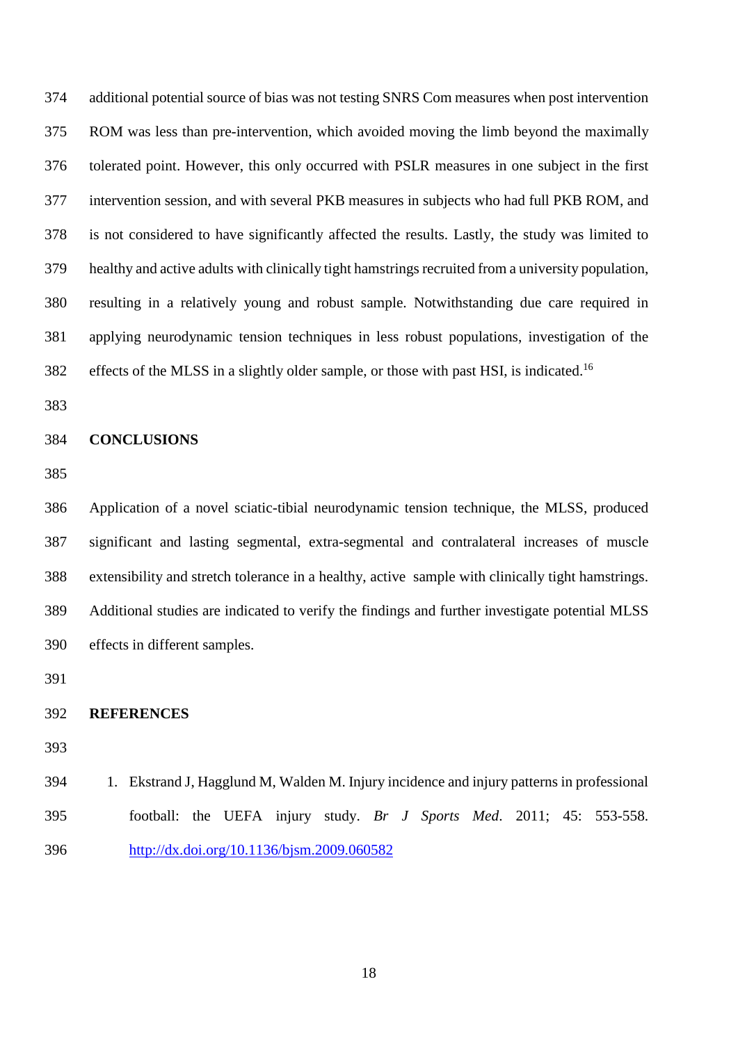additional potential source of bias was not testing SNRS Com measures when post intervention ROM was less than pre-intervention, which avoided moving the limb beyond the maximally tolerated point. However, this only occurred with PSLR measures in one subject in the first intervention session, and with several PKB measures in subjects who had full PKB ROM, and is not considered to have significantly affected the results. Lastly, the study was limited to healthy and active adults with clinically tight hamstrings recruited from a university population, resulting in a relatively young and robust sample. Notwithstanding due care required in applying neurodynamic tension techniques in less robust populations, investigation of the effects of the MLSS in a slightly older sample, or those with past HSI, is indicated.[16]

## CONCLUSIONS

Application of a novel sciatic-tibial neurodynamic tension technique, the MLSS, produced significant and lasting segmental, extra-segmental and contralateral increases of muscle extensibility and stretch tolerance in a healthy, active sample with clinically tight hamstrings. Additional studies are indicated to verify the findings and further investigate potential MLSS effects in different samples.

## REFERENCES

1. Ekstrand J, Hagglund M, Walden M. Injury incidence and injury patterns in professional football: the UEFA injury study. *Br J Sports Med*. 2011; 45: 553-558. http://dx.doi.org/10.1136/bjsm.2009.060582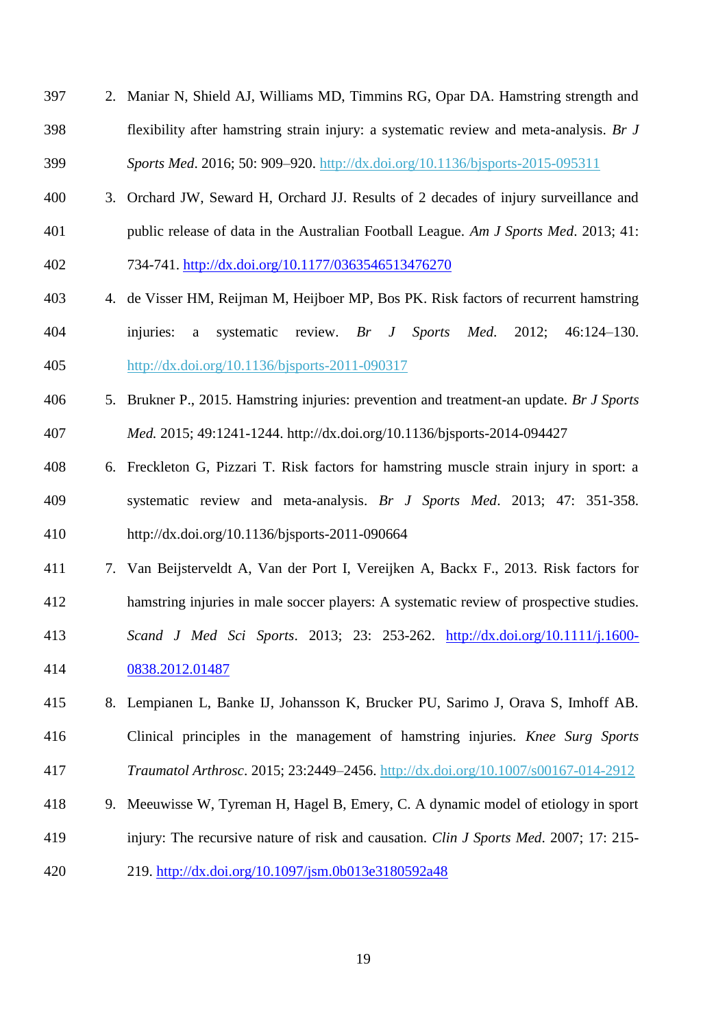2. Maniar N, Shield AJ, Williams MD, Timmins RG, Opar DA. Hamstring strength and flexibility after hamstring strain injury: a systematic review and meta-analysis. *Br J Sports Med*. 2016; 50: 909–920. http://dx.doi.org/10.1136/bjsports-2015-095311
3. Orchard JW, Seward H, Orchard JJ. Results of 2 decades of injury surveillance and public release of data in the Australian Football League. *Am J Sports Med*. 2013; 41: 734-741. http://dx.doi.org/10.1177/0363546513476270
4. de Visser HM, Reijman M, Heijboer MP, Bos PK. Risk factors of recurrent hamstring injuries: a systematic review. *Br J Sports Med*. 2012; 46:124–130. http://dx.doi.org/10.1136/bjsports-2011-090317
5. Brukner P., 2015. Hamstring injuries: prevention and treatment-an update. *Br J Sports Med.* 2015; 49:1241-1244. http://dx.doi.org/10.1136/bjsports-2014-094427
6. Freckleton G, Pizzari T. Risk factors for hamstring muscle strain injury in sport: a systematic review and meta-analysis. *Br J Sports Med*. 2013; 47: 351-358. http://dx.doi.org/10.1136/bjsports-2011-090664
7. Van Beijsterveldt A, Van der Port I, Vereijken A, Backx F., 2013. Risk factors for hamstring injuries in male soccer players: A systematic review of prospective studies. *Scand J Med Sci Sports*. 2013; 23: 253-262. http://dx.doi.org/10.1111/j.1600-0838.2012.01487
8. Lempianen L, Banke IJ, Johansson K, Brucker PU, Sarimo J, Orava S, Imhoff AB. Clinical principles in the management of hamstring injuries. *Knee Surg Sports Traumatol Arthrosc*. 2015; 23:2449–2456. http://dx.doi.org/10.1007/s00167-014-2912
9. Meeuwisse W, Tyreman H, Hagel B, Emery, C. A dynamic model of etiology in sport injury: The recursive nature of risk and causation. *Clin J Sports Med*. 2007; 17: 215-219. http://dx.doi.org/10.1097/jsm.0b013e3180592a48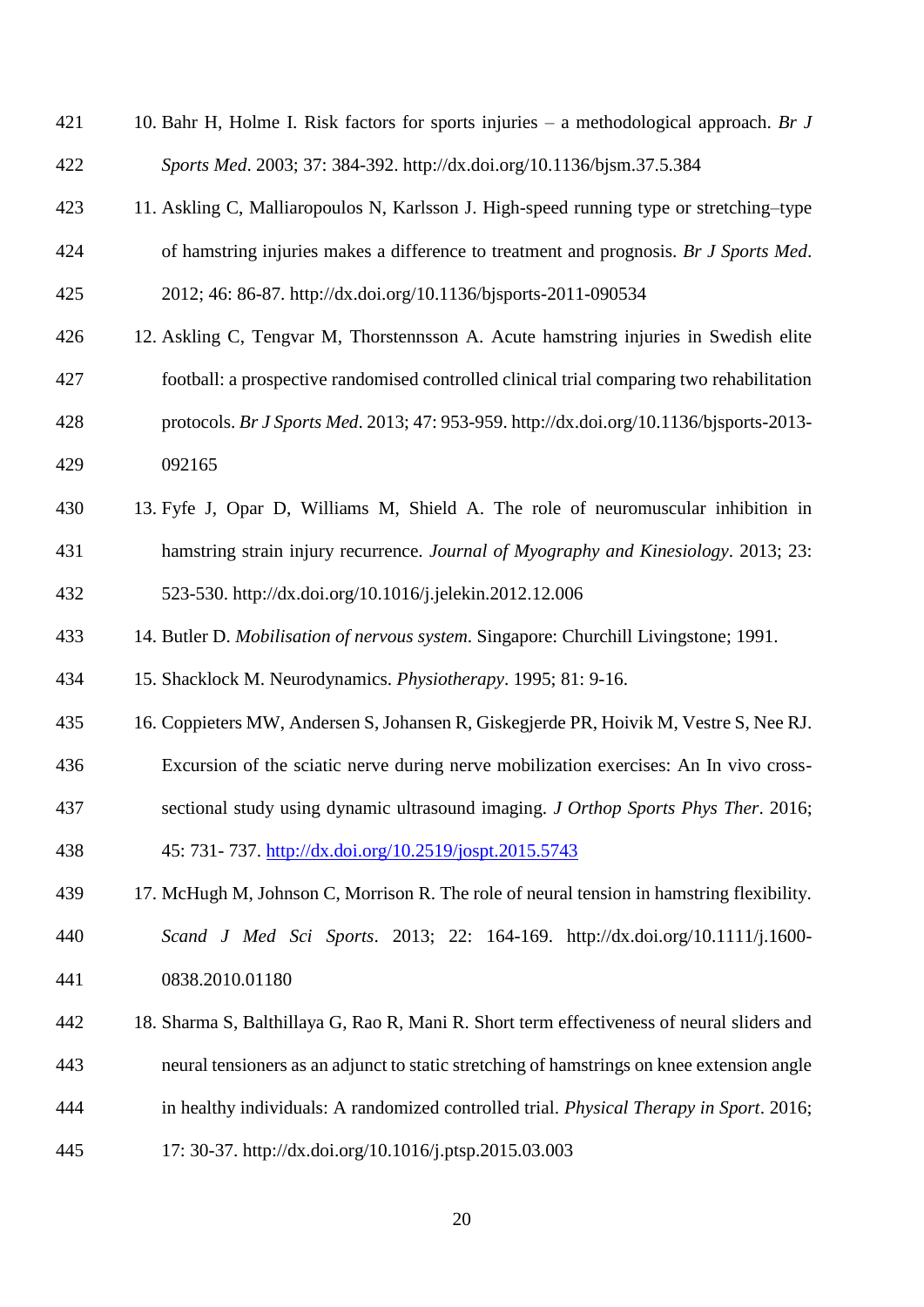10. Bahr H, Holme I. Risk factors for sports injuries – a methodological approach. *Br J Sports Med*. 2003; 37: 384-392. http://dx.doi.org/10.1136/bjsm.37.5.384
11. Askling C, Malliaropoulos N, Karlsson J. High-speed running type or stretching–type of hamstring injuries makes a difference to treatment and prognosis. *Br J Sports Med*. 2012; 46: 86-87. http://dx.doi.org/10.1136/bjsports-2011-090534
12. Askling C, Tengvar M, Thorstennsson A. Acute hamstring injuries in Swedish elite football: a prospective randomised controlled clinical trial comparing two rehabilitation protocols. *Br J Sports Med*. 2013; 47: 953-959. http://dx.doi.org/10.1136/bjsports-2013-092165
13. Fyfe J, Opar D, Williams M, Shield A. The role of neuromuscular inhibition in hamstring strain injury recurrence. *Journal of Myography and Kinesiology*. 2013; 23: 523-530. http://dx.doi.org/10.1016/j.jelekin.2012.12.006
14. Butler D. *Mobilisation of nervous system*. Singapore: Churchill Livingstone; 1991.
15. Shacklock M. Neurodynamics. *Physiotherapy*. 1995; 81: 9-16.
16. Coppieters MW, Andersen S, Johansen R, Giskegjerde PR, Hoivik M, Vestre S, Nee RJ. Excursion of the sciatic nerve during nerve mobilization exercises: An In vivo cross-sectional study using dynamic ultrasound imaging. *J Orthop Sports Phys Ther*. 2016; 45: 731- 737. http://dx.doi.org/10.2519/jospt.2015.5743
17. McHugh M, Johnson C, Morrison R. The role of neural tension in hamstring flexibility. *Scand J Med Sci Sports*. 2013; 22: 164-169. http://dx.doi.org/10.1111/j.1600-0838.2010.01180
18. Sharma S, Balthillaya G, Rao R, Mani R. Short term effectiveness of neural sliders and neural tensioners as an adjunct to static stretching of hamstrings on knee extension angle in healthy individuals: A randomized controlled trial. *Physical Therapy in Sport*. 2016; 17: 30-37. http://dx.doi.org/10.1016/j.ptsp.2015.03.003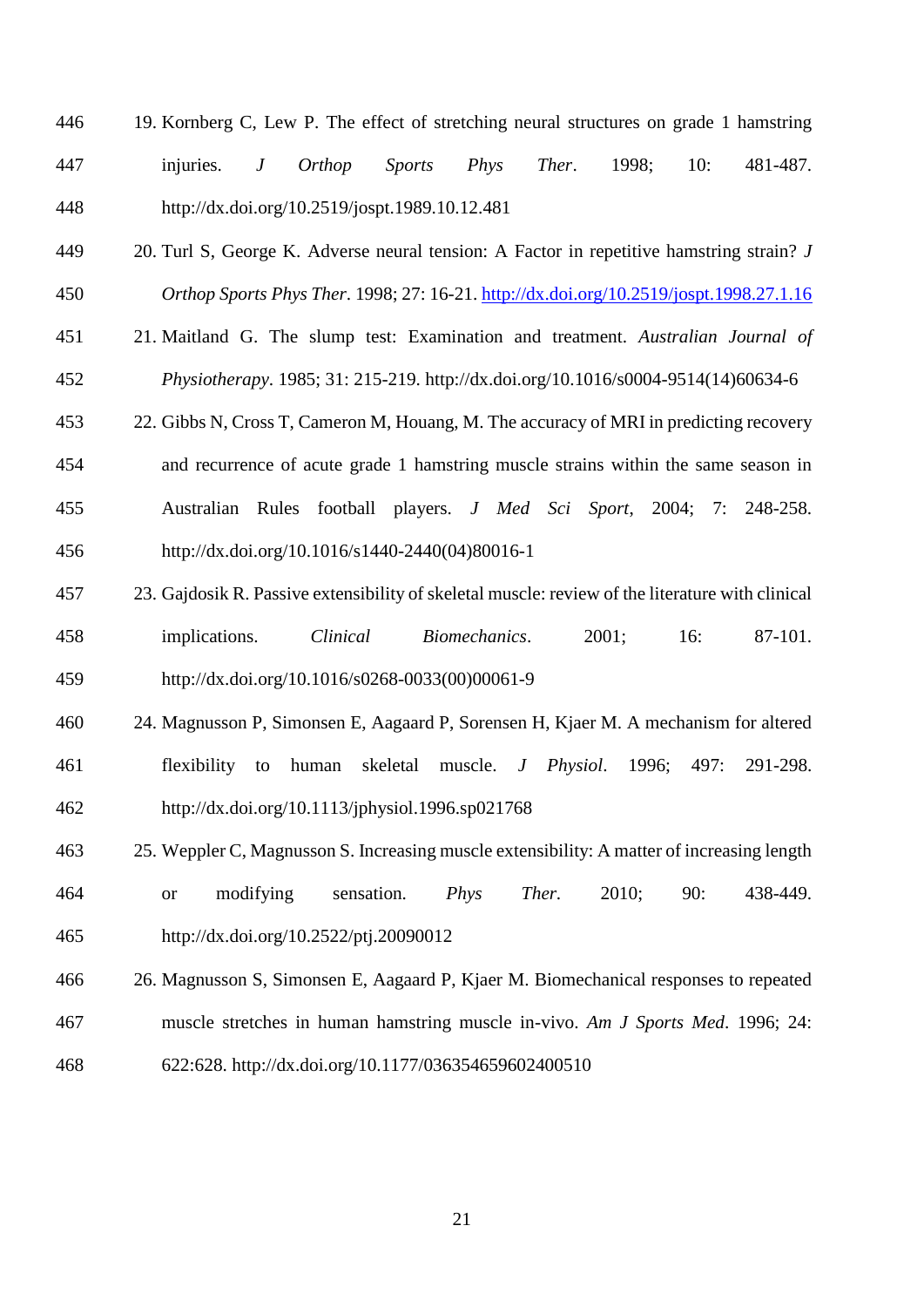19. Kornberg C, Lew P. The effect of stretching neural structures on grade 1 hamstring injuries. *J Orthop Sports Phys Ther*. 1998; 10: 481-487. http://dx.doi.org/10.2519/jospt.1989.10.12.481
20. Turl S, George K. Adverse neural tension: A Factor in repetitive hamstring strain? *J Orthop Sports Phys Ther*. 1998; 27: 16-21. http://dx.doi.org/10.2519/jospt.1998.27.1.16
21. Maitland G. The slump test: Examination and treatment. *Australian Journal of Physiotherapy*. 1985; 31: 215-219. http://dx.doi.org/10.1016/s0004-9514(14)60634-6
22. Gibbs N, Cross T, Cameron M, Houang, M. The accuracy of MRI in predicting recovery and recurrence of acute grade 1 hamstring muscle strains within the same season in Australian Rules football players. *J Med Sci Sport*, 2004; 7: 248-258. http://dx.doi.org/10.1016/s1440-2440(04)80016-1
23. Gajdosik R. Passive extensibility of skeletal muscle: review of the literature with clinical implications. *Clinical Biomechanics*. 2001; 16: 87-101. http://dx.doi.org/10.1016/s0268-0033(00)00061-9
24. Magnusson P, Simonsen E, Aagaard P, Sorensen H, Kjaer M. A mechanism for altered flexibility to human skeletal muscle. *J Physiol*. 1996; 497: 291-298. http://dx.doi.org/10.1113/jphysiol.1996.sp021768
25. Weppler C, Magnusson S. Increasing muscle extensibility: A matter of increasing length or modifying sensation. *Phys Ther*. 2010; 90: 438-449. http://dx.doi.org/10.2522/ptj.20090012
26. Magnusson S, Simonsen E, Aagaard P, Kjaer M. Biomechanical responses to repeated muscle stretches in human hamstring muscle in-vivo. *Am J Sports Med*. 1996; 24: 622:628. http://dx.doi.org/10.1177/036354659602400510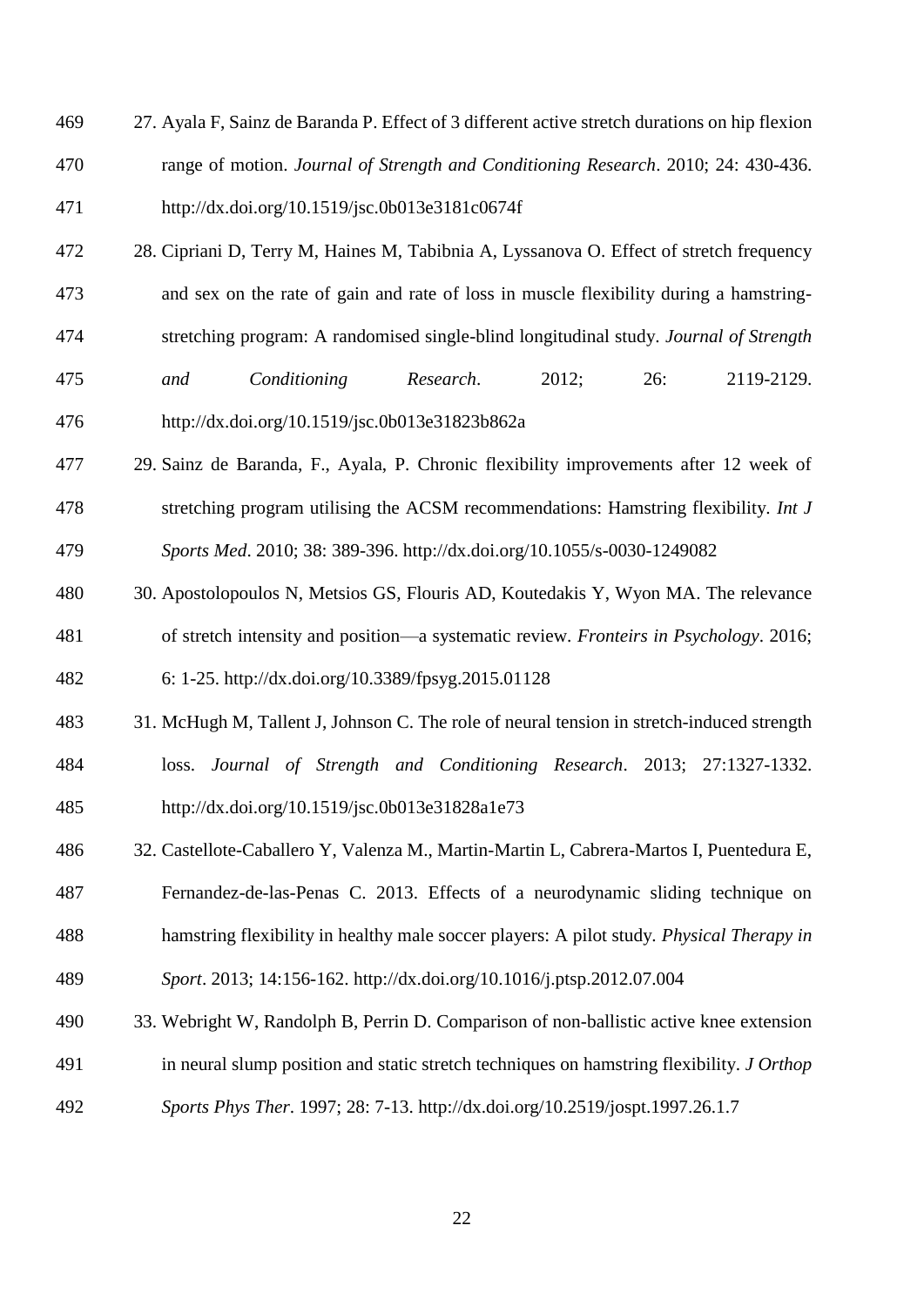27. Ayala F, Sainz de Baranda P. Effect of 3 different active stretch durations on hip flexion range of motion. *Journal of Strength and Conditioning Research*. 2010; 24: 430-436. http://dx.doi.org/10.1519/jsc.0b013e3181c0674f

28. Cipriani D, Terry M, Haines M, Tabibnia A, Lyssanova O. Effect of stretch frequency and sex on the rate of gain and rate of loss in muscle flexibility during a hamstring-stretching program: A randomised single-blind longitudinal study. *Journal of Strength and Conditioning Research*. 2012; 26: 2119-2129. http://dx.doi.org/10.1519/jsc.0b013e31823b862a

29. Sainz de Baranda, F., Ayala, P. Chronic flexibility improvements after 12 week of stretching program utilising the ACSM recommendations: Hamstring flexibility. *Int J Sports Med*. 2010; 38: 389-396. http://dx.doi.org/10.1055/s-0030-1249082

30. Apostolopoulos N, Metsios GS, Flouris AD, Koutedakis Y, Wyon MA. The relevance of stretch intensity and position—a systematic review. *Fronteirs in Psychology*. 2016; 6: 1-25. http://dx.doi.org/10.3389/fpsyg.2015.01128

31. McHugh M, Tallent J, Johnson C. The role of neural tension in stretch-induced strength loss. *Journal of Strength and Conditioning Research*. 2013; 27:1327-1332. http://dx.doi.org/10.1519/jsc.0b013e31828a1e73

32. Castellote-Caballero Y, Valenza M., Martin-Martin L, Cabrera-Martos I, Puentedura E, Fernandez-de-las-Penas C. 2013. Effects of a neurodynamic sliding technique on hamstring flexibility in healthy male soccer players: A pilot study. *Physical Therapy in Sport*. 2013; 14:156-162. http://dx.doi.org/10.1016/j.ptsp.2012.07.004

33. Webright W, Randolph B, Perrin D. Comparison of non-ballistic active knee extension in neural slump position and static stretch techniques on hamstring flexibility. *J Orthop Sports Phys Ther*. 1997; 28: 7-13. http://dx.doi.org/10.2519/jospt.1997.26.1.7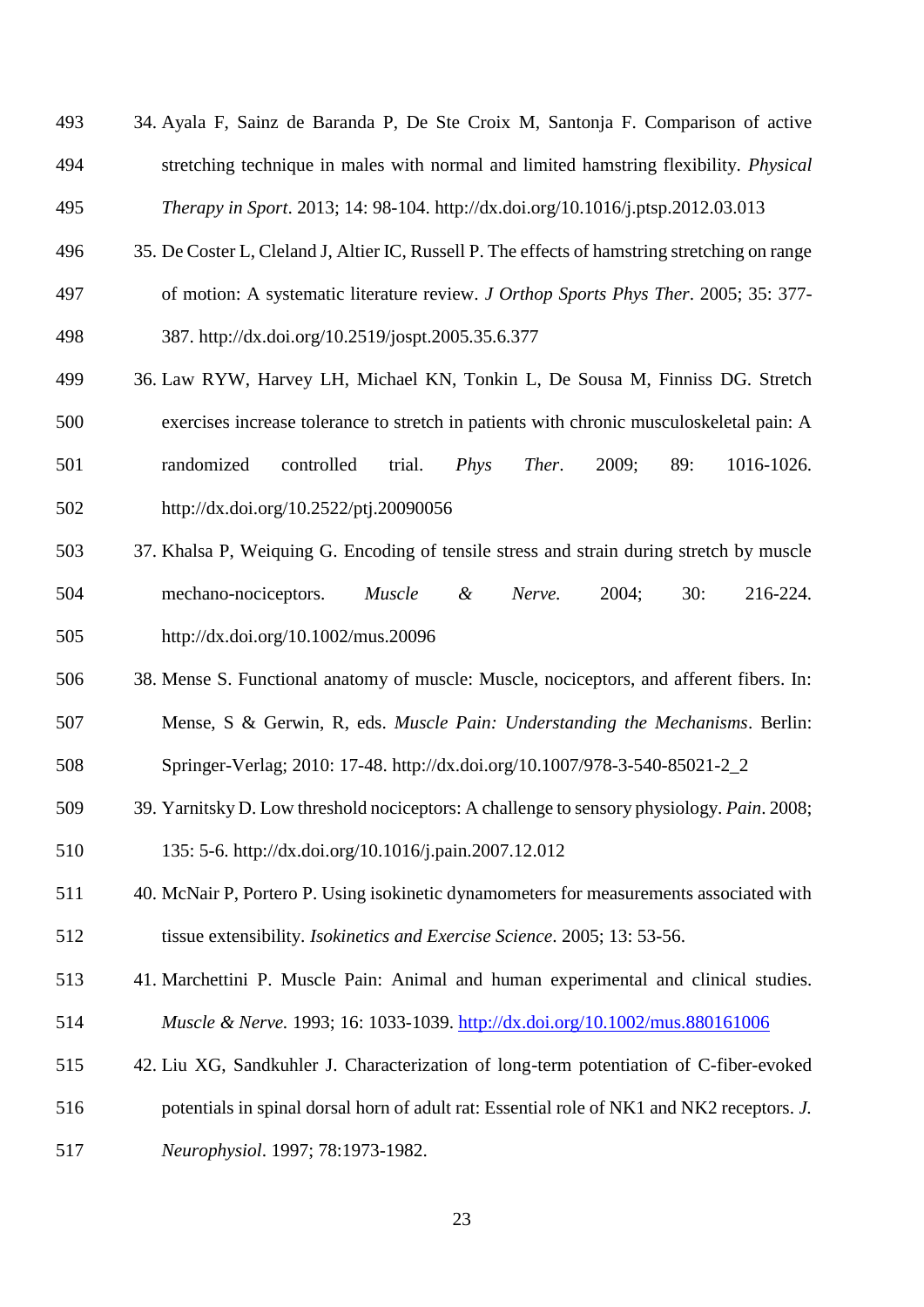34. Ayala F, Sainz de Baranda P, De Ste Croix M, Santonja F. Comparison of active stretching technique in males with normal and limited hamstring flexibility. *Physical Therapy in Sport*. 2013; 14: 98-104. http://dx.doi.org/10.1016/j.ptsp.2012.03.013
35. De Coster L, Cleland J, Altier IC, Russell P. The effects of hamstring stretching on range of motion: A systematic literature review. *J Orthop Sports Phys Ther*. 2005; 35: 377-387. http://dx.doi.org/10.2519/jospt.2005.35.6.377
36. Law RYW, Harvey LH, Michael KN, Tonkin L, De Sousa M, Finniss DG. Stretch exercises increase tolerance to stretch in patients with chronic musculoskeletal pain: A randomized controlled trial. *Phys Ther*. 2009; 89: 1016-1026. http://dx.doi.org/10.2522/ptj.20090056
37. Khalsa P, Weiquing G. Encoding of tensile stress and strain during stretch by muscle mechano-nociceptors. *Muscle & Nerve.* 2004; 30: 216-224. http://dx.doi.org/10.1002/mus.20096
38. Mense S. Functional anatomy of muscle: Muscle, nociceptors, and afferent fibers. In: Mense, S & Gerwin, R, eds. *Muscle Pain: Understanding the Mechanisms*. Berlin: Springer-Verlag; 2010: 17-48. http://dx.doi.org/10.1007/978-3-540-85021-2_2
39. Yarnitsky D. Low threshold nociceptors: A challenge to sensory physiology. *Pain*. 2008; 135: 5-6. http://dx.doi.org/10.1016/j.pain.2007.12.012
40. McNair P, Portero P. Using isokinetic dynamometers for measurements associated with tissue extensibility. *Isokinetics and Exercise Science*. 2005; 13: 53-56.
41. Marchettini P. Muscle Pain: Animal and human experimental and clinical studies. *Muscle & Nerve.* 1993; 16: 1033-1039. http://dx.doi.org/10.1002/mus.880161006
42. Liu XG, Sandkuhler J. Characterization of long-term potentiation of C-fiber-evoked potentials in spinal dorsal horn of adult rat: Essential role of NK1 and NK2 receptors. *J. Neurophysiol*. 1997; 78:1973-1982.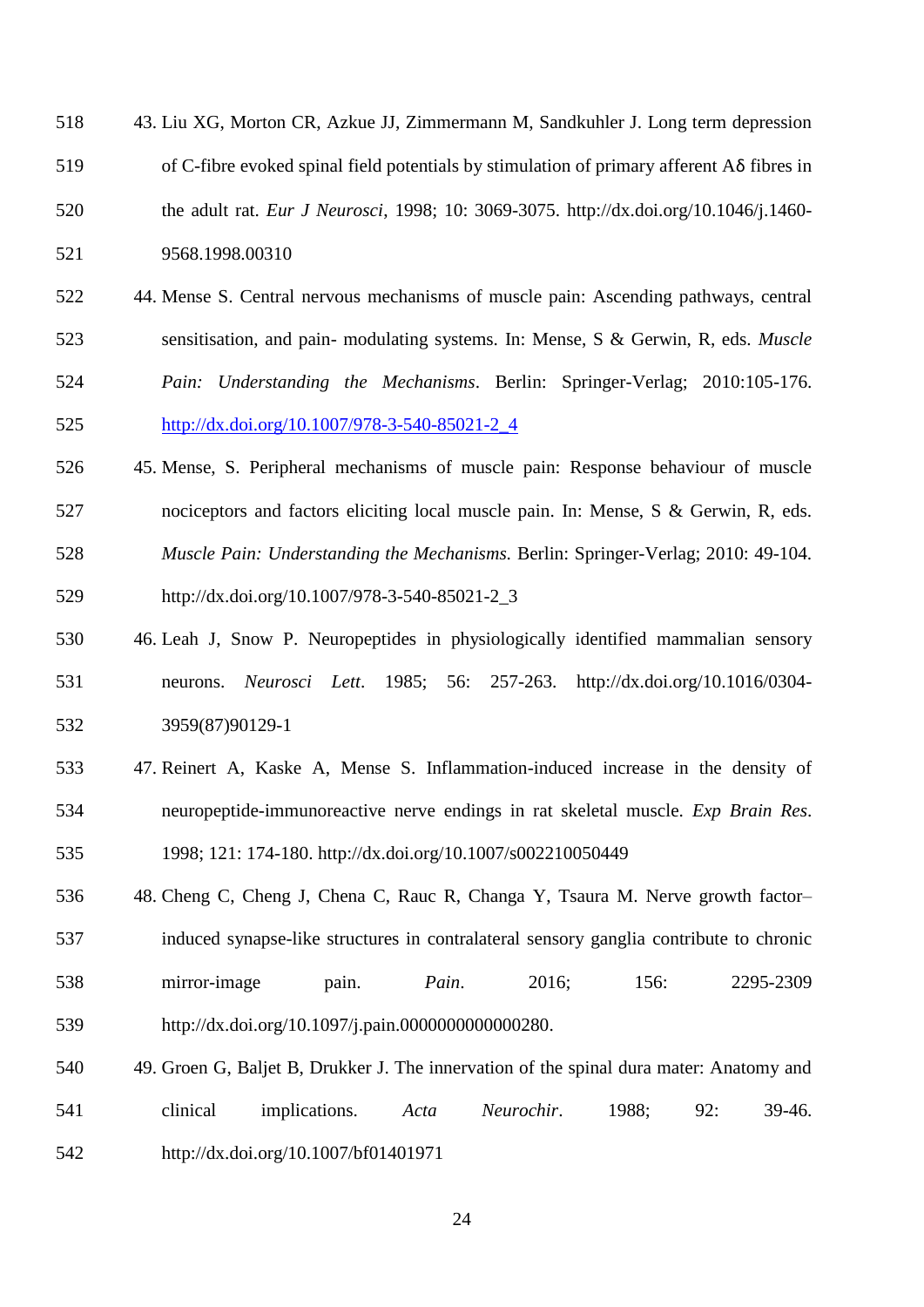43. Liu XG, Morton CR, Azkue JJ, Zimmermann M, Sandkuhler J. Long term depression of C-fibre evoked spinal field potentials by stimulation of primary afferent Aδ fibres in the adult rat. *Eur J Neurosci*, 1998; 10: 3069-3075. http://dx.doi.org/10.1046/j.1460-9568.1998.00310
44. Mense S. Central nervous mechanisms of muscle pain: Ascending pathways, central sensitisation, and pain- modulating systems. In: Mense, S & Gerwin, R, eds. *Muscle Pain: Understanding the Mechanisms*. Berlin: Springer-Verlag; 2010:105-176. http://dx.doi.org/10.1007/978-3-540-85021-2_4
45. Mense, S. Peripheral mechanisms of muscle pain: Response behaviour of muscle nociceptors and factors eliciting local muscle pain. In: Mense, S & Gerwin, R, eds. *Muscle Pain: Understanding the Mechanisms.* Berlin: Springer-Verlag; 2010: 49-104. http://dx.doi.org/10.1007/978-3-540-85021-2_3
46. Leah J, Snow P. Neuropeptides in physiologically identified mammalian sensory neurons. *Neurosci Lett*. 1985; 56: 257-263. http://dx.doi.org/10.1016/0304-3959(87)90129-1
47. Reinert A, Kaske A, Mense S. Inflammation-induced increase in the density of neuropeptide-immunoreactive nerve endings in rat skeletal muscle. *Exp Brain Res*. 1998; 121: 174-180. http://dx.doi.org/10.1007/s002210050449
48. Cheng C, Cheng J, Chena C, Rauc R, Changa Y, Tsaura M. Nerve growth factor–induced synapse-like structures in contralateral sensory ganglia contribute to chronic mirror-image pain. *Pain*. 2016; 156: 2295-2309 http://dx.doi.org/10.1097/j.pain.0000000000000280.
49. Groen G, Baljet B, Drukker J. The innervation of the spinal dura mater: Anatomy and clinical implications. *Acta Neurochir*. 1988; 92: 39-46. http://dx.doi.org/10.1007/bf01401971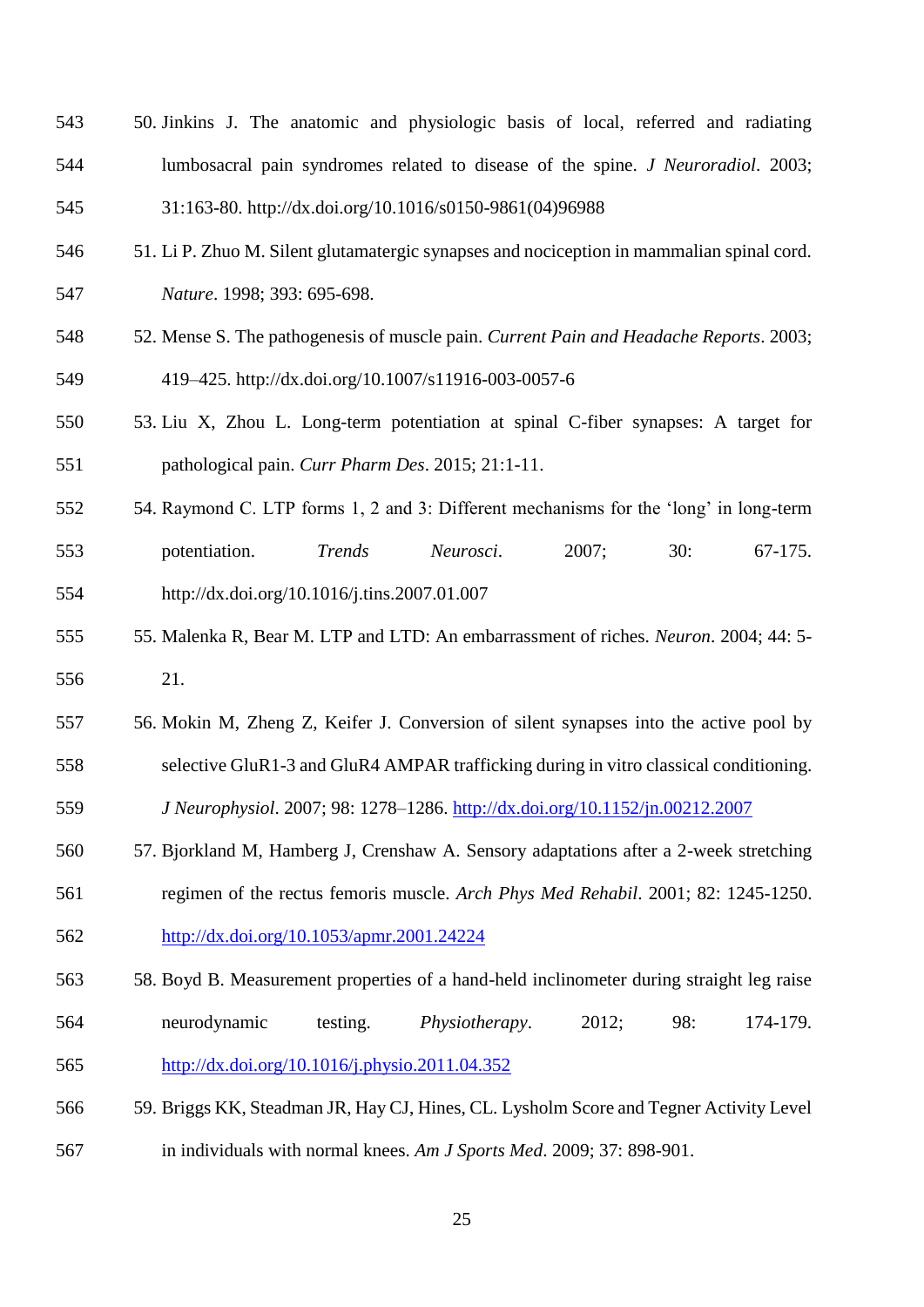50. Jinkins J. The anatomic and physiologic basis of local, referred and radiating lumbosacral pain syndromes related to disease of the spine. *J Neuroradiol*. 2003; 31:163-80. http://dx.doi.org/10.1016/s0150-9861(04)96988
51. Li P. Zhuo M. Silent glutamatergic synapses and nociception in mammalian spinal cord. *Nature*. 1998; 393: 695-698.
52. Mense S. The pathogenesis of muscle pain. *Current Pain and Headache Reports*. 2003; 419–425. http://dx.doi.org/10.1007/s11916-003-0057-6
53. Liu X, Zhou L. Long-term potentiation at spinal C-fiber synapses: A target for pathological pain. *Curr Pharm Des*. 2015; 21:1-11.
54. Raymond C. LTP forms 1, 2 and 3: Different mechanisms for the 'long' in long-term potentiation. *Trends Neurosci*. 2007; 30: 67-175. http://dx.doi.org/10.1016/j.tins.2007.01.007
55. Malenka R, Bear M. LTP and LTD: An embarrassment of riches. *Neuron*. 2004; 44: 5-21.
56. Mokin M, Zheng Z, Keifer J. Conversion of silent synapses into the active pool by selective GluR1-3 and GluR4 AMPAR trafficking during in vitro classical conditioning. *J Neurophysiol*. 2007; 98: 1278–1286. http://dx.doi.org/10.1152/jn.00212.2007
57. Bjorkland M, Hamberg J, Crenshaw A. Sensory adaptations after a 2-week stretching regimen of the rectus femoris muscle. *Arch Phys Med Rehabil*. 2001; 82: 1245-1250. http://dx.doi.org/10.1053/apmr.2001.24224
58. Boyd B. Measurement properties of a hand-held inclinometer during straight leg raise neurodynamic testing. *Physiotherapy*. 2012; 98: 174-179. http://dx.doi.org/10.1016/j.physio.2011.04.352
59. Briggs KK, Steadman JR, Hay CJ, Hines, CL. Lysholm Score and Tegner Activity Level in individuals with normal knees. *Am J Sports Med*. 2009; 37: 898-901.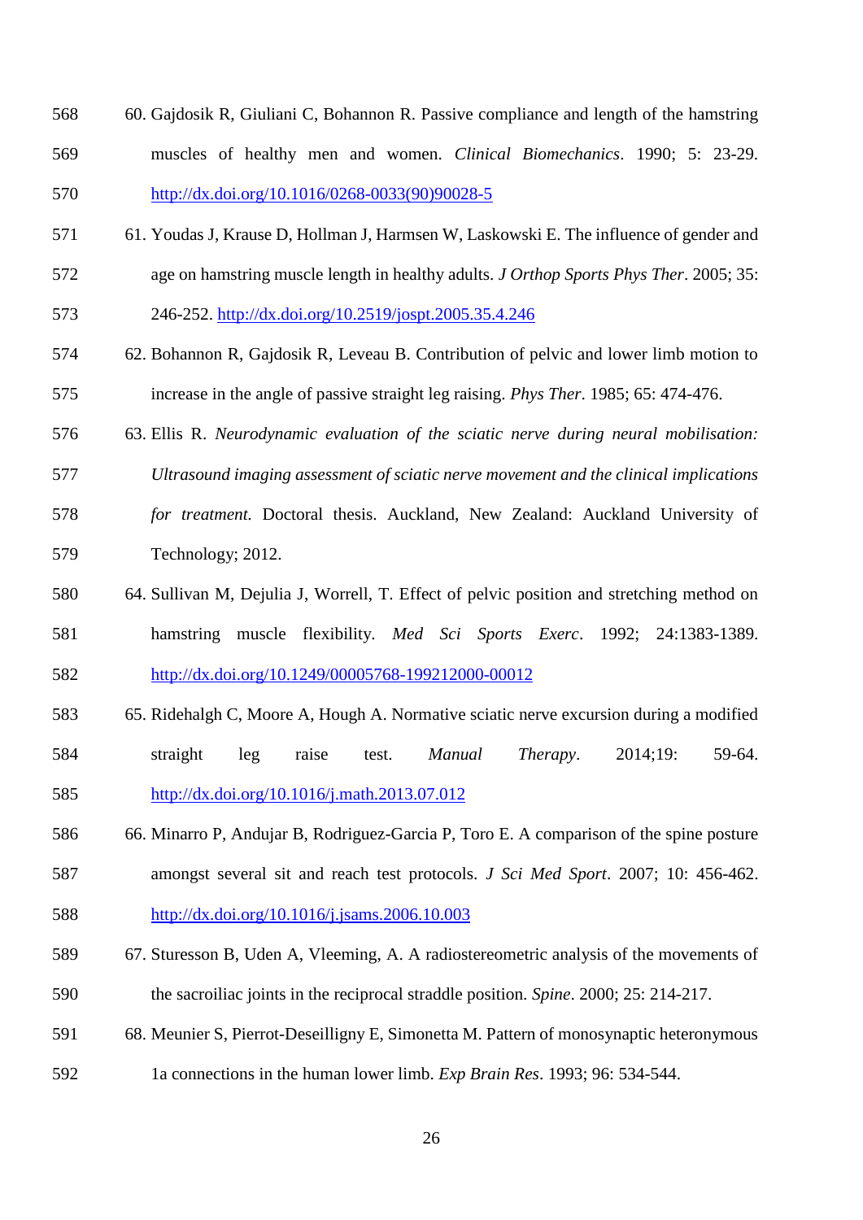60. Gajdosik R, Giuliani C, Bohannon R. Passive compliance and length of the hamstring muscles of healthy men and women. *Clinical Biomechanics*. 1990; 5: 23-29. http://dx.doi.org/10.1016/0268-0033(90)90028-5
61. Youdas J, Krause D, Hollman J, Harmsen W, Laskowski E. The influence of gender and age on hamstring muscle length in healthy adults. *J Orthop Sports Phys Ther*. 2005; 35: 246-252. http://dx.doi.org/10.2519/jospt.2005.35.4.246
62. Bohannon R, Gajdosik R, Leveau B. Contribution of pelvic and lower limb motion to increase in the angle of passive straight leg raising. *Phys Ther*. 1985; 65: 474-476.
63. Ellis R. *Neurodynamic evaluation of the sciatic nerve during neural mobilisation: Ultrasound imaging assessment of sciatic nerve movement and the clinical implications for treatment.* Doctoral thesis. Auckland, New Zealand: Auckland University of Technology; 2012.
64. Sullivan M, Dejulia J, Worrell, T. Effect of pelvic position and stretching method on hamstring muscle flexibility. *Med Sci Sports Exerc*. 1992; 24:1383-1389. http://dx.doi.org/10.1249/00005768-199212000-00012
65. Ridehalgh C, Moore A, Hough A. Normative sciatic nerve excursion during a modified straight leg raise test. *Manual Therapy*. 2014;19: 59-64. http://dx.doi.org/10.1016/j.math.2013.07.012
66. Minarro P, Andujar B, Rodriguez-Garcia P, Toro E. A comparison of the spine posture amongst several sit and reach test protocols. *J Sci Med Sport*. 2007; 10: 456-462. http://dx.doi.org/10.1016/j.jsams.2006.10.003
67. Sturesson B, Uden A, Vleeming, A. A radiostereometric analysis of the movements of the sacroiliac joints in the reciprocal straddle position. *Spine*. 2000; 25: 214-217.
68. Meunier S, Pierrot-Deseilligny E, Simonetta M. Pattern of monosynaptic heteronymous 1a connections in the human lower limb. *Exp Brain Res*. 1993; 96: 534-544.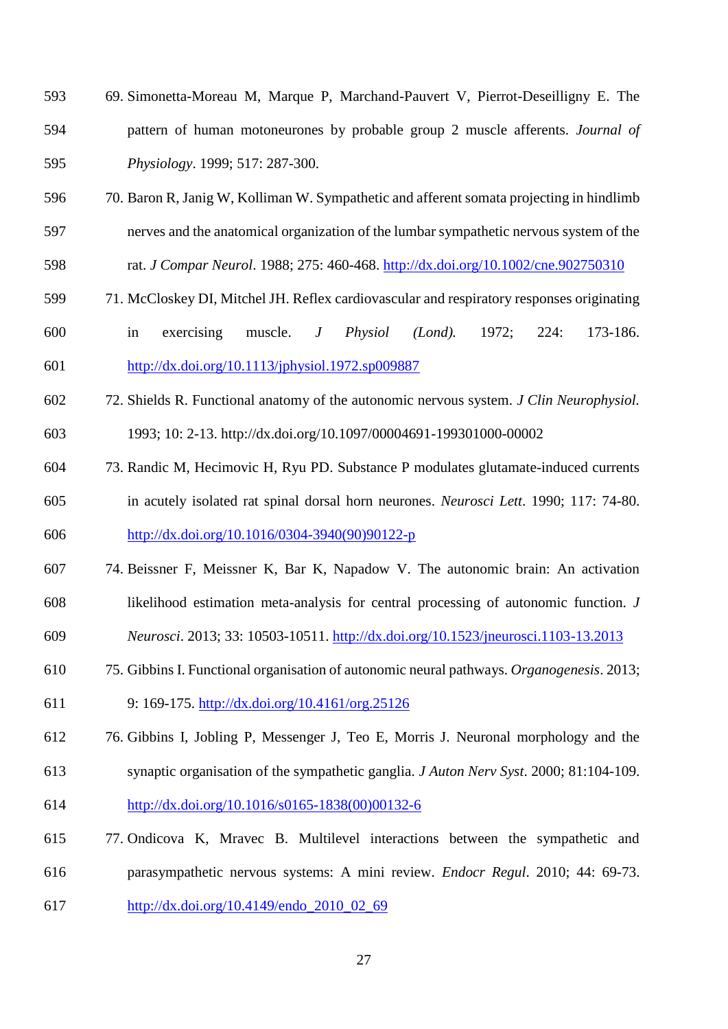69. Simonetta-Moreau M, Marque P, Marchand-Pauvert V, Pierrot-Deseilligny E. The pattern of human motoneurones by probable group 2 muscle afferents. *Journal of Physiology*. 1999; 517: 287-300.
70. Baron R, Janig W, Kolliman W. Sympathetic and afferent somata projecting in hindlimb nerves and the anatomical organization of the lumbar sympathetic nervous system of the rat. *J Compar Neurol*. 1988; 275: 460-468. http://dx.doi.org/10.1002/cne.902750310
71. McCloskey DI, Mitchel JH. Reflex cardiovascular and respiratory responses originating in exercising muscle. *J Physiol (Lond).* 1972; 224: 173-186. http://dx.doi.org/10.1113/jphysiol.1972.sp009887
72. Shields R. Functional anatomy of the autonomic nervous system. *J Clin Neurophysiol.* 1993; 10: 2-13. http://dx.doi.org/10.1097/00004691-199301000-00002
73. Randic M, Hecimovic H, Ryu PD. Substance P modulates glutamate-induced currents in acutely isolated rat spinal dorsal horn neurones. *Neurosci Lett*. 1990; 117: 74-80. http://dx.doi.org/10.1016/0304-3940(90)90122-p
74. Beissner F, Meissner K, Bar K, Napadow V. The autonomic brain: An activation likelihood estimation meta-analysis for central processing of autonomic function. *J Neurosci*. 2013; 33: 10503-10511. http://dx.doi.org/10.1523/jneurosci.1103-13.2013
75. Gibbins I. Functional organisation of autonomic neural pathways. *Organogenesis*. 2013; 9: 169-175. http://dx.doi.org/10.4161/org.25126
76. Gibbins I, Jobling P, Messenger J, Teo E, Morris J. Neuronal morphology and the synaptic organisation of the sympathetic ganglia. *J Auton Nerv Syst*. 2000; 81:104-109. http://dx.doi.org/10.1016/s0165-1838(00)00132-6
77. Ondicova K, Mravec B. Multilevel interactions between the sympathetic and parasympathetic nervous systems: A mini review. *Endocr Regul*. 2010; 44: 69-73. http://dx.doi.org/10.4149/endo_2010_02_69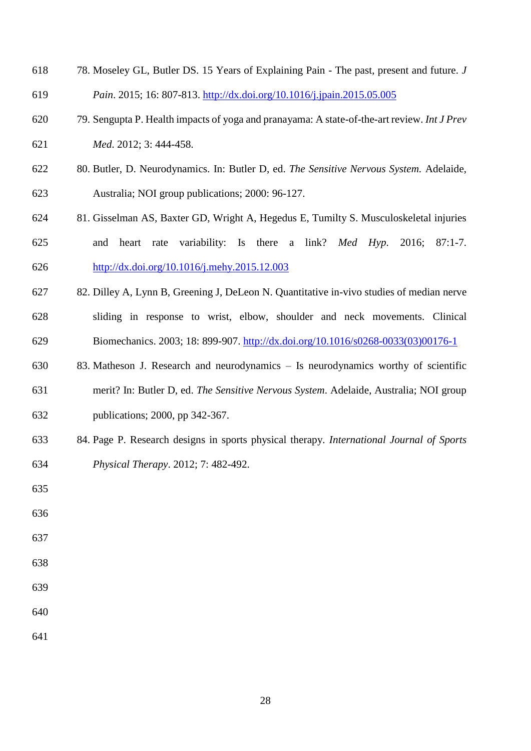78. Moseley GL, Butler DS. 15 Years of Explaining Pain - The past, present and future. *J Pain*. 2015; 16: 807-813. http://dx.doi.org/10.1016/j.jpain.2015.05.005
79. Sengupta P. Health impacts of yoga and pranayama: A state-of-the-art review. *Int J Prev Med*. 2012; 3: 444-458.
80. Butler, D. Neurodynamics. In: Butler D, ed. *The Sensitive Nervous System.* Adelaide, Australia; NOI group publications; 2000: 96-127.
81. Gisselman AS, Baxter GD, Wright A, Hegedus E, Tumilty S. Musculoskeletal injuries and heart rate variability: Is there a link? *Med Hyp.* 2016; 87:1-7. http://dx.doi.org/10.1016/j.mehy.2015.12.003
82. Dilley A, Lynn B, Greening J, DeLeon N. Quantitative in-vivo studies of median nerve sliding in response to wrist, elbow, shoulder and neck movements. Clinical Biomechanics. 2003; 18: 899-907. http://dx.doi.org/10.1016/s0268-0033(03)00176-1
83. Matheson J. Research and neurodynamics – Is neurodynamics worthy of scientific merit? In: Butler D, ed. *The Sensitive Nervous System*. Adelaide, Australia; NOI group publications; 2000, pp 342-367.
84. Page P. Research designs in sports physical therapy. *International Journal of Sports Physical Therapy*. 2012; 7: 482-492.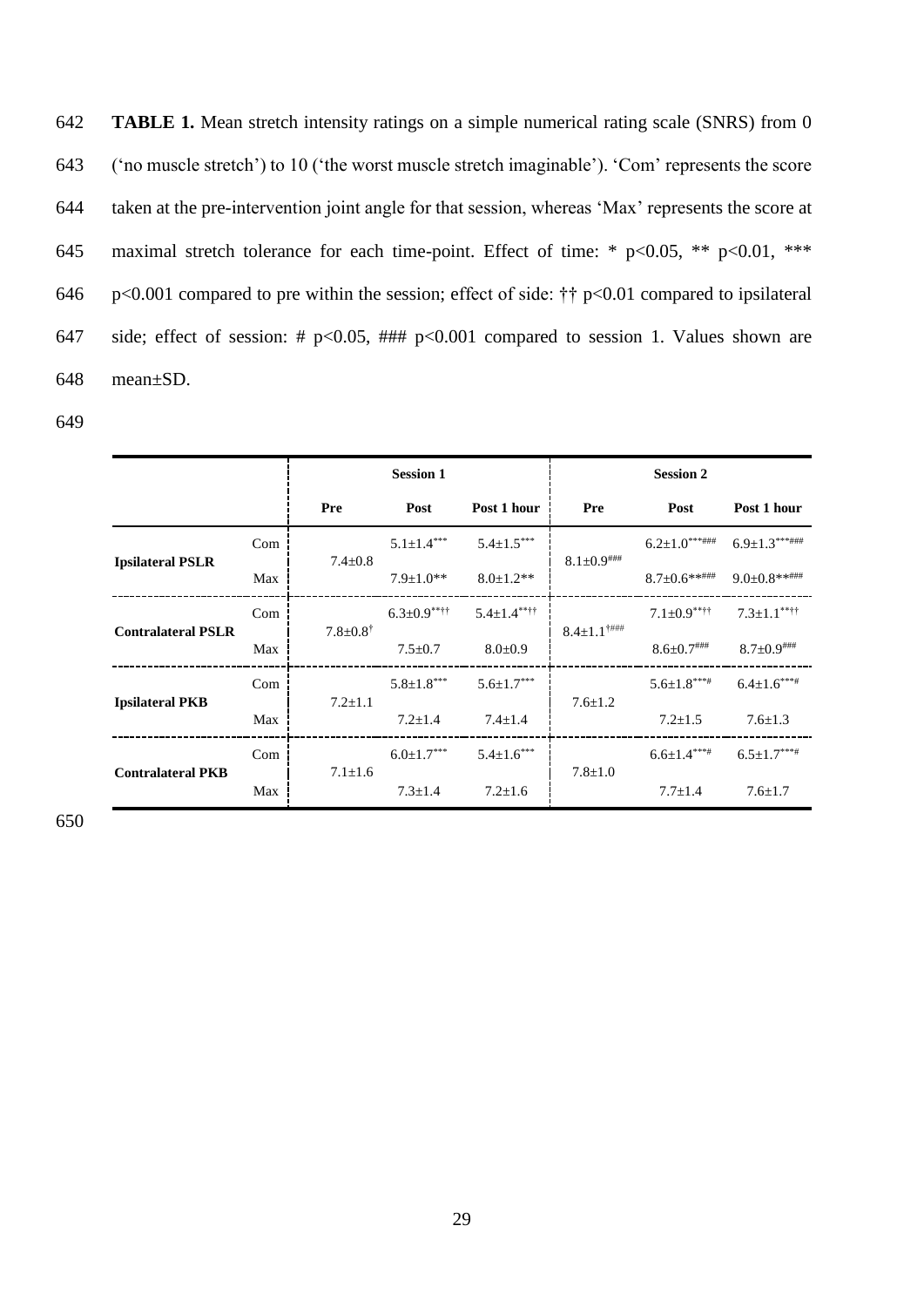**TABLE 1.** Mean stretch intensity ratings on a simple numerical rating scale (SNRS) from 0 ('no muscle stretch') to 10 ('the worst muscle stretch imaginable'). 'Com' represents the score taken at the pre-intervention joint angle for that session, whereas 'Max' represents the score at maximal stretch tolerance for each time-point. Effect of time: * p<0.05, ** p<0.01, *** p<0.001 compared to pre within the session; effect of side: †† p<0.01 compared to ipsilateral side; effect of session: # p<0.05, ### p<0.001 compared to session 1. Values shown are mean±SD.

| | | Session 1 | | | Session 2 | | |
|---|---|---|---|---|---|---|---|
| | | Pre | Post | Post 1 hour | Pre | Post | Post 1 hour |
| Ipsilateral PSLR | Com | 7.4±0.8 | 5.1±1.4*** | 5.4±1.5*** | 8.1±0.9### | 6.2±1.0***### | 6.9±1.3***### |
| | Max | | 7.9±1.0** | 8.0±1.2** | | 8.7±0.6**### | 9.0±0.8**### |
| Contralateral PSLR | Com | 7.8±0.8† | 6.3±0.9***†† | 5.4±1.4***†† | 8.4±1.1†### | 7.1±0.9***†† | 7.3±1.1***†† |
| | Max | | 7.5±0.7 | 8.0±0.9 | | 8.6±0.7### | 8.7±0.9### |
| Ipsilateral PKB | Com | 7.2±1.1 | 5.8±1.8*** | 5.6±1.7*** | 7.6±1.2 | 5.6±1.8***# | 6.4±1.6***# |
| | Max | | 7.2±1.4 | 7.4±1.4 | | 7.2±1.5 | 7.6±1.3 |
| Contralateral PKB | Com | 7.1±1.6 | 6.0±1.7*** | 5.4±1.6*** | 7.8±1.0 | 6.6±1.4***# | 6.5±1.7***# |
| | Max | | 7.3±1.4 | 7.2±1.6 | | 7.7±1.4 | 7.6±1.7 |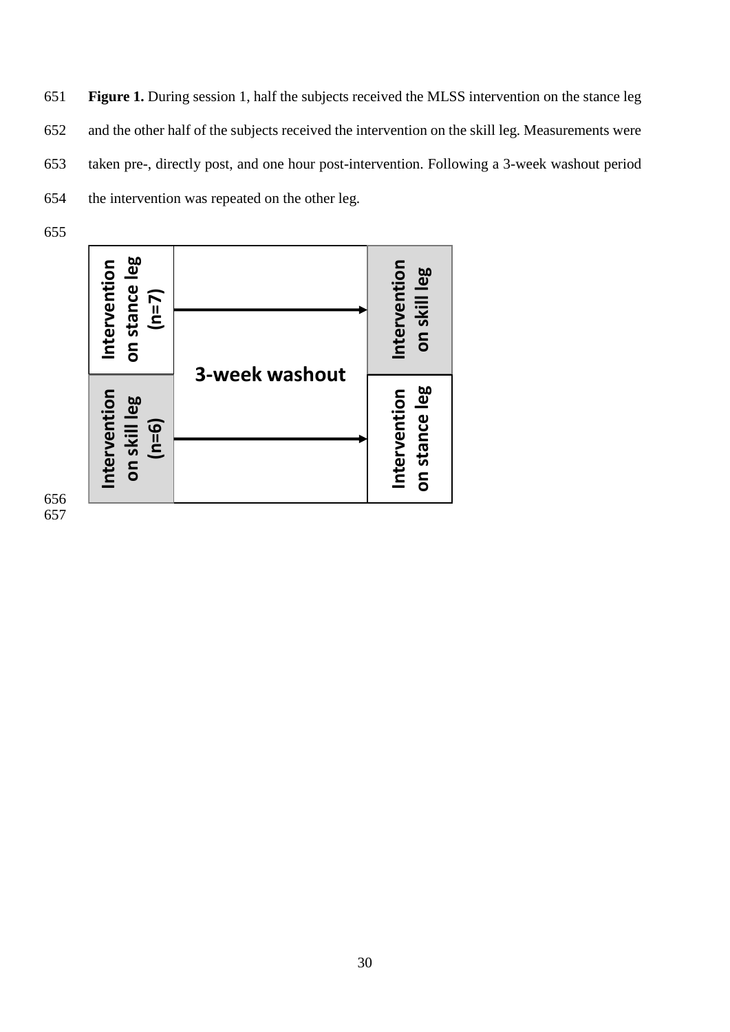**Figure 1.** During session 1, half the subjects received the MLSS intervention on the stance leg and the other half of the subjects received the intervention on the skill leg. Measurements were taken pre-, directly post, and one hour post-intervention. Following a 3-week washout period the intervention was repeated on the other leg.

| Session 1 | | Session 2 |
|---|---|---|
| Intervention on stance leg (n=7) | → 3-week washout | Intervention on skill leg |
| Intervention on skill leg (n=6) | → 3-week washout | Intervention on stance leg |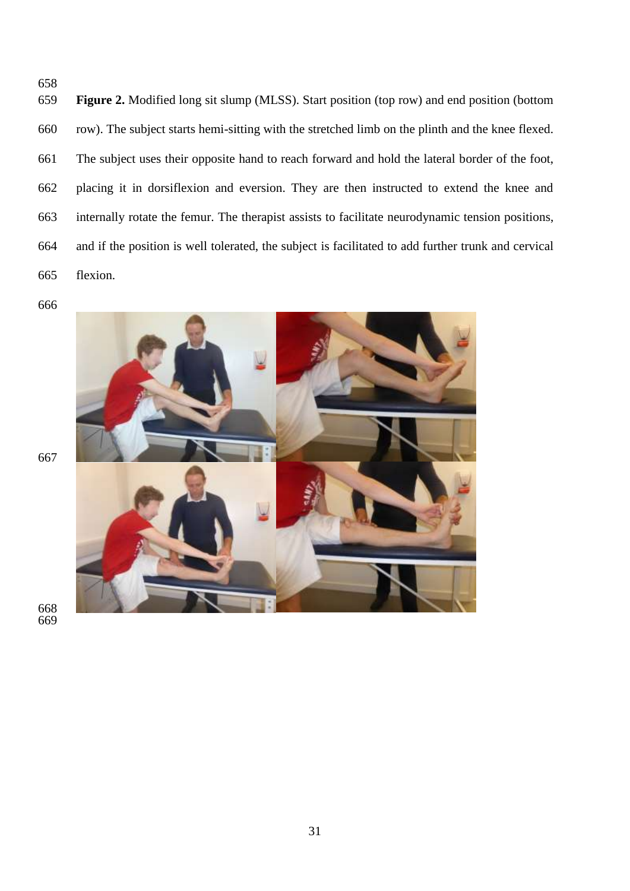**Figure 2.** Modified long sit slump (MLSS). Start position (top row) and end position (bottom row). The subject starts hemi-sitting with the stretched limb on the plinth and the knee flexed. The subject uses their opposite hand to reach forward and hold the lateral border of the foot, placing it in dorsiflexion and eversion. They are then instructed to extend the knee and internally rotate the femur. The therapist assists to facilitate neurodynamic tension positions, and if the position is well tolerated, the subject is facilitated to add further trunk and cervical flexion.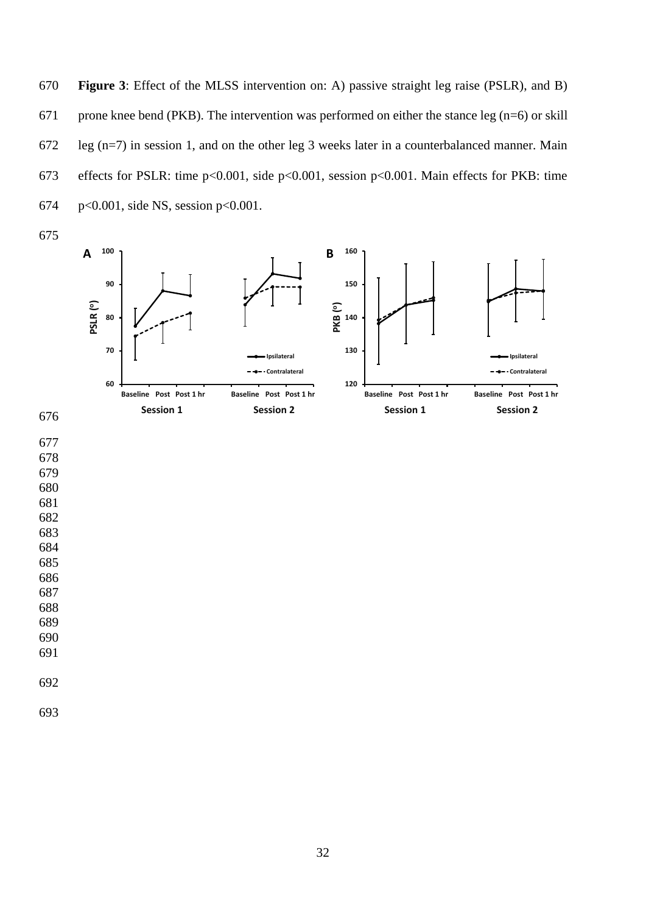**Figure 3**: Effect of the MLSS intervention on: A) passive straight leg raise (PSLR), and B) prone knee bend (PKB). The intervention was performed on either the stance leg (n=6) or skill leg (n=7) in session 1, and on the other leg 3 weeks later in a counterbalanced manner. Main effects for PSLR: time p<0.001, side p<0.001, session p<0.001. Main effects for PKB: time p<0.001, side NS, session p<0.001.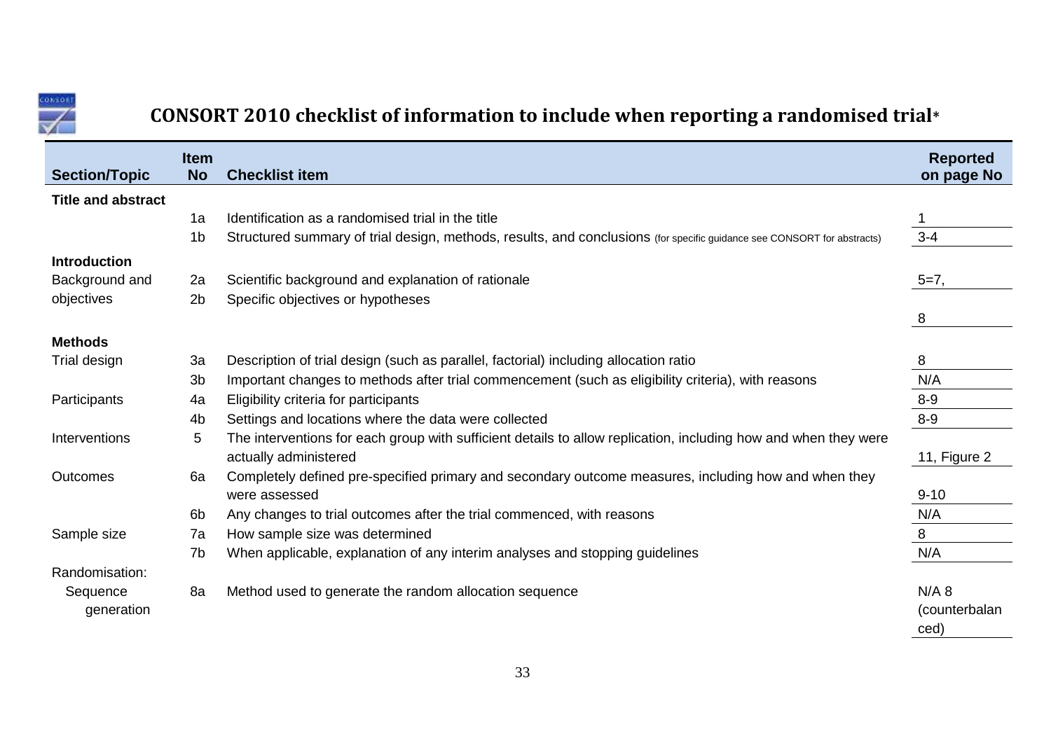## CONSORT 2010 checklist of information to include when reporting a randomised trial*

| Section/Topic | Item No | Checklist item | Reported on page No |
|---|---|---|---|
| **Title and abstract** | | | |
| | 1a | Identification as a randomised trial in the title | 1 |
| | 1b | Structured summary of trial design, methods, results, and conclusions (for specific guidance see CONSORT for abstracts) | 3-4 |
| **Introduction** | | | |
| Background and objectives | 2a | Scientific background and explanation of rationale | 5=7, |
| | 2b | Specific objectives or hypotheses | 8 |
| **Methods** | | | |
| Trial design | 3a | Description of trial design (such as parallel, factorial) including allocation ratio | 8 |
| | 3b | Important changes to methods after trial commencement (such as eligibility criteria), with reasons | N/A |
| Participants | 4a | Eligibility criteria for participants | 8-9 |
| | 4b | Settings and locations where the data were collected | 8-9 |
| Interventions | 5 | The interventions for each group with sufficient details to allow replication, including how and when they were actually administered | 11, Figure 2 |
| Outcomes | 6a | Completely defined pre-specified primary and secondary outcome measures, including how and when they were assessed | 9-10 |
| | 6b | Any changes to trial outcomes after the trial commenced, with reasons | N/A |
| Sample size | 7a | How sample size was determined | 8 |
| | 7b | When applicable, explanation of any interim analyses and stopping guidelines | N/A |
| Randomisation: | | | |
| Sequence generation | 8a | Method used to generate the random allocation sequence | N/A 8 (counterbalanced) |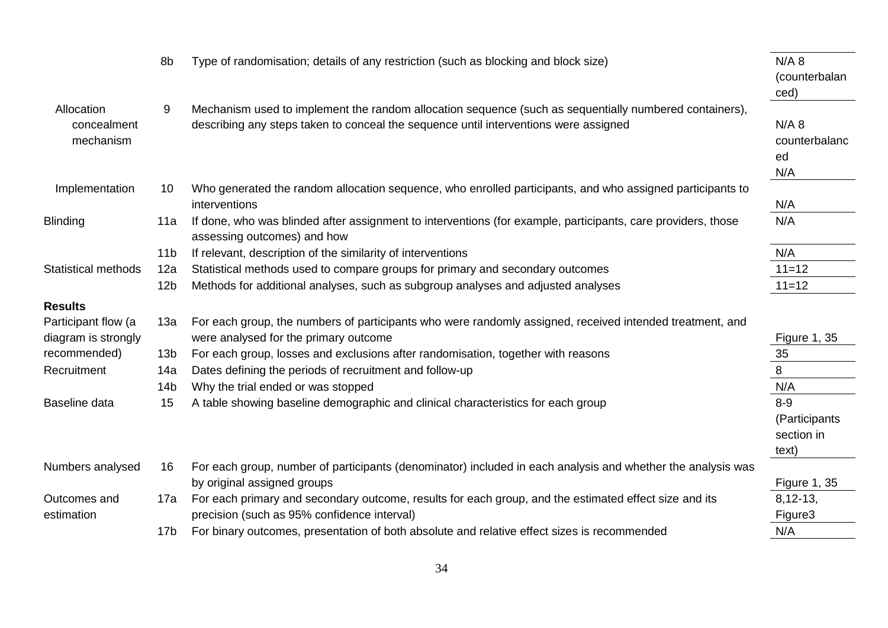| | | | |
|---|---|---|---|
| | 8b | Type of randomisation; details of any restriction (such as blocking and block size) | N/A 8 (counterbalanced) |
| Allocation concealment mechanism | 9 | Mechanism used to implement the random allocation sequence (such as sequentially numbered containers), describing any steps taken to conceal the sequence until interventions were assigned | N/A 8 counterbalanced N/A |
| Implementation | 10 | Who generated the random allocation sequence, who enrolled participants, and who assigned participants to interventions | N/A |
| Blinding | 11a | If done, who was blinded after assignment to interventions (for example, participants, care providers, those assessing outcomes) and how | N/A |
| | 11b | If relevant, description of the similarity of interventions | N/A |
| Statistical methods | 12a | Statistical methods used to compare groups for primary and secondary outcomes | 11=12 |
| | 12b | Methods for additional analyses, such as subgroup analyses and adjusted analyses | 11=12 |
| **Results** | | | |
| Participant flow (a diagram is strongly recommended) | 13a | For each group, the numbers of participants who were randomly assigned, received intended treatment, and were analysed for the primary outcome | Figure 1, 35 |
| | 13b | For each group, losses and exclusions after randomisation, together with reasons | 35 |
| Recruitment | 14a | Dates defining the periods of recruitment and follow-up | 8 |
| | 14b | Why the trial ended or was stopped | N/A |
| Baseline data | 15 | A table showing baseline demographic and clinical characteristics for each group | 8-9 (Participants section in text) |
| Numbers analysed | 16 | For each group, number of participants (denominator) included in each analysis and whether the analysis was by original assigned groups | Figure 1, 35 |
| Outcomes and estimation | 17a | For each primary and secondary outcome, results for each group, and the estimated effect size and its precision (such as 95% confidence interval) | 8,12-13, Figure3 |
| | 17b | For binary outcomes, presentation of both absolute and relative effect sizes is recommended | N/A |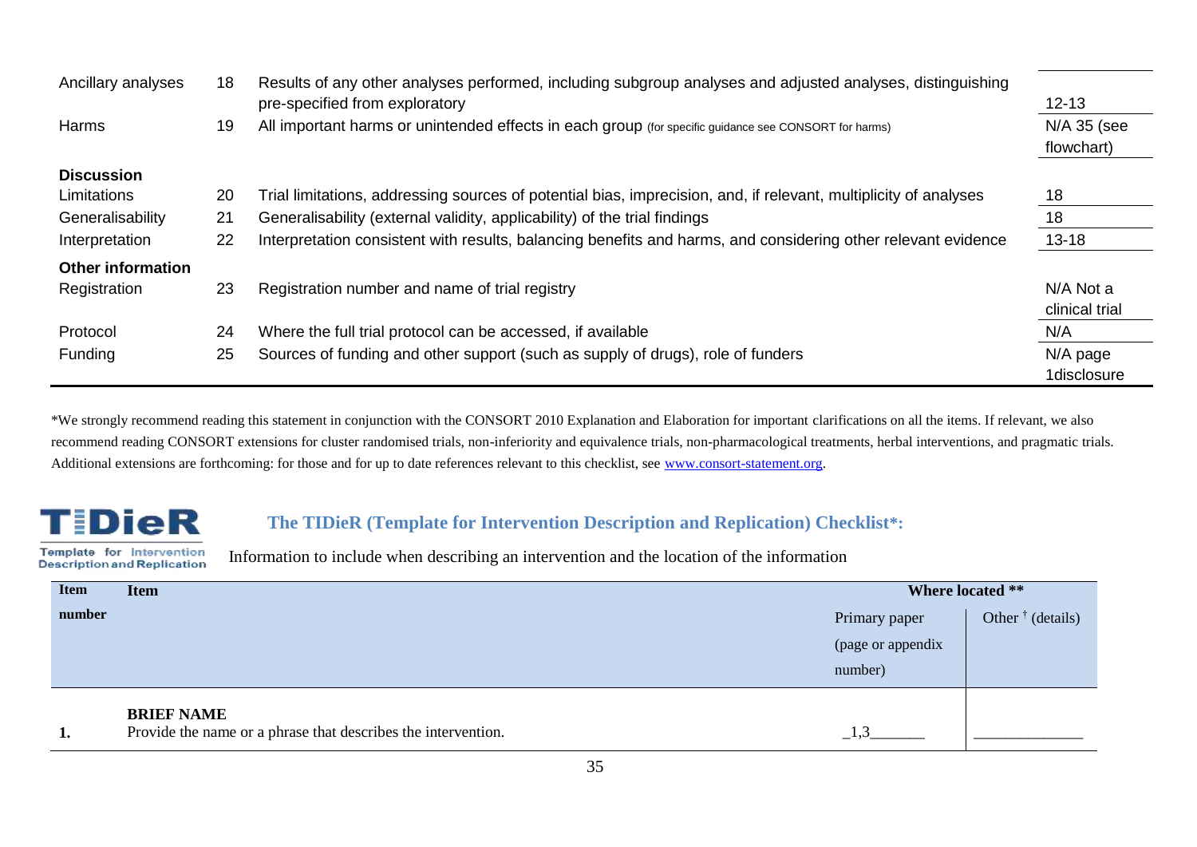| | | | |
|---|---|---|---|
| Ancillary analyses | 18 | Results of any other analyses performed, including subgroup analyses and adjusted analyses, distinguishing pre-specified from exploratory | 12-13 |
| Harms | 19 | All important harms or unintended effects in each group (for specific guidance see CONSORT for harms) | N/A 35 (see flowchart) |
| **Discussion** | | | |
| Limitations | 20 | Trial limitations, addressing sources of potential bias, imprecision, and, if relevant, multiplicity of analyses | 18 |
| Generalisability | 21 | Generalisability (external validity, applicability) of the trial findings | 18 |
| Interpretation | 22 | Interpretation consistent with results, balancing benefits and harms, and considering other relevant evidence | 13-18 |
| **Other information** | | | |
| Registration | 23 | Registration number and name of trial registry | N/A Not a clinical trial |
| Protocol | 24 | Where the full trial protocol can be accessed, if available | N/A |
| Funding | 25 | Sources of funding and other support (such as supply of drugs), role of funders | N/A page 1disclosure |

*We strongly recommend reading this statement in conjunction with the CONSORT 2010 Explanation and Elaboration for important clarifications on all the items. If relevant, we also recommend reading CONSORT extensions for cluster randomised trials, non-inferiority and equivalence trials, non-pharmacological treatments, herbal interventions, and pragmatic trials. Additional extensions are forthcoming: for those and for up to date references relevant to this checklist, see www.consort-statement.org.

**TIDieR**
Template for Intervention Description and Replication

## The TIDieR (Template for Intervention Description and Replication) Checklist*:

Information to include when describing an intervention and the location of the information

| Item number | Item | Where located ** | |
|---|---|---|---|
| | | Primary paper (page or appendix number) | Other † (details) |
| **1.** | **BRIEF NAME**<br>Provide the name or a phrase that describes the intervention. | _1,3_______ | ______________ |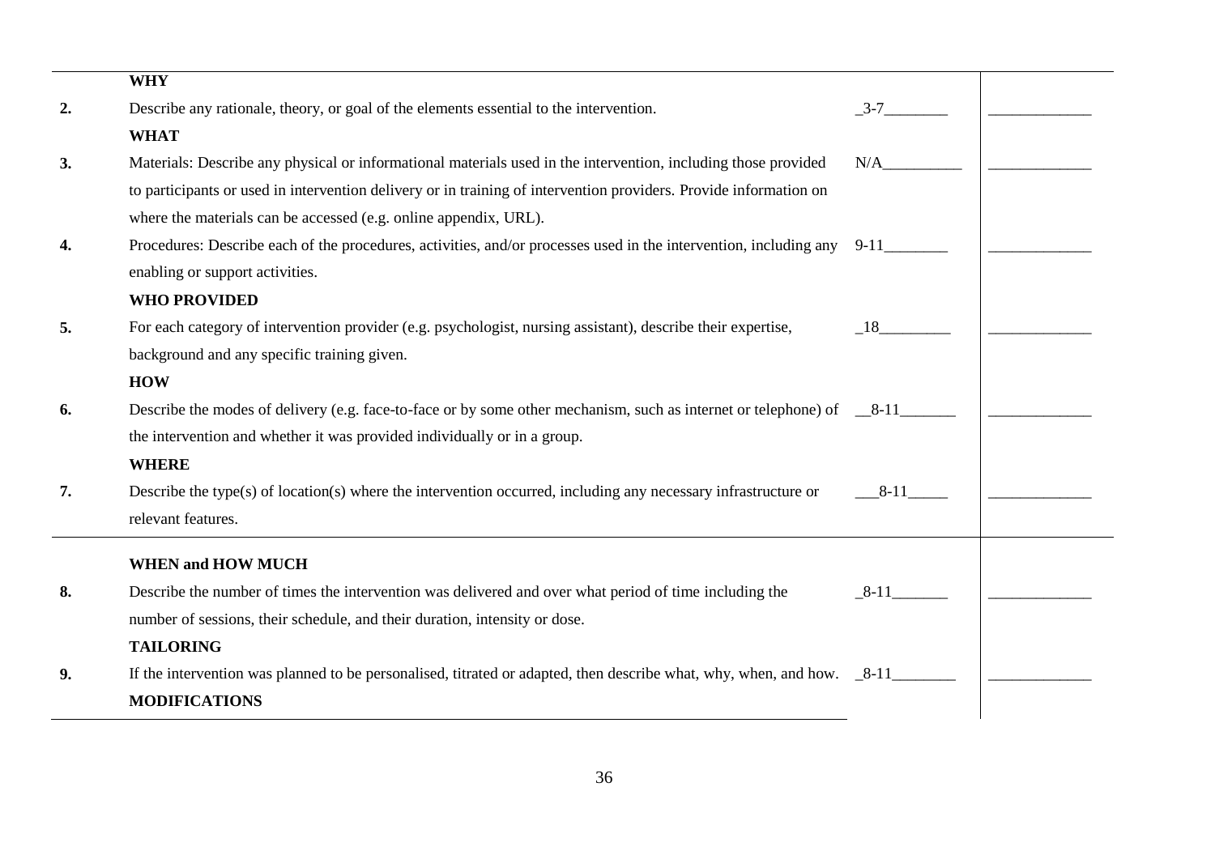| | | | |
|---|---|---|---|
| | **WHY** | | |
| **2.** | Describe any rationale, theory, or goal of the elements essential to the intervention. | _3-7________ | _____________ |
| | **WHAT** | | |
| **3.** | Materials: Describe any physical or informational materials used in the intervention, including those provided to participants or used in intervention delivery or in training of intervention providers. Provide information on where the materials can be accessed (e.g. online appendix, URL). | N/A__________ | _____________ |
| **4.** | Procedures: Describe each of the procedures, activities, and/or processes used in the intervention, including any enabling or support activities. | 9-11________ | _____________ |
| | **WHO PROVIDED** | | |
| **5.** | For each category of intervention provider (e.g. psychologist, nursing assistant), describe their expertise, background and any specific training given. | _18_________ | _____________ |
| | **HOW** | | |
| **6.** | Describe the modes of delivery (e.g. face-to-face or by some other mechanism, such as internet or telephone) of the intervention and whether it was provided individually or in a group. | __8-11_______ | _____________ |
| | **WHERE** | | |
| **7.** | Describe the type(s) of location(s) where the intervention occurred, including any necessary infrastructure or relevant features. | ___8-11_____ | _____________ |
| | **WHEN and HOW MUCH** | | |
| **8.** | Describe the number of times the intervention was delivered and over what period of time including the number of sessions, their schedule, and their duration, intensity or dose. | _8-11_______ | _____________ |
| | **TAILORING** | | |
| **9.** | If the intervention was planned to be personalised, titrated or adapted, then describe what, why, when, and how. | _8-11________ | _____________ |
| | **MODIFICATIONS** | | |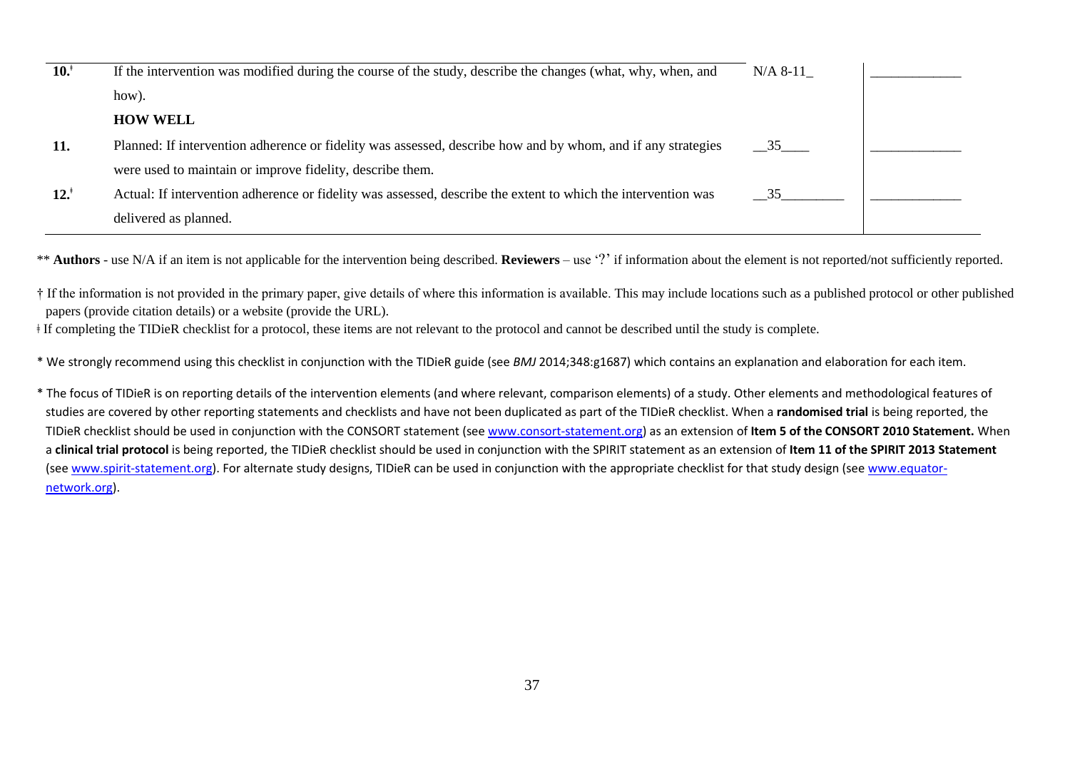| | | | |
|---|---|---|---|
| **10.**ǂ | If the intervention was modified during the course of the study, describe the changes (what, why, when, and how). | N/A 8-11_ | ____________ |
| | **HOW WELL** | | |
| **11.** | Planned: If intervention adherence or fidelity was assessed, describe how and by whom, and if any strategies were used to maintain or improve fidelity, describe them. | __35____ | ____________ |
| **12.**ǂ | Actual: If intervention adherence or fidelity was assessed, describe the extent to which the intervention was delivered as planned. | __35________ | ____________ |

** **Authors** - use N/A if an item is not applicable for the intervention being described. **Reviewers** – use '?' if information about the element is not reported/not sufficiently reported.

† If the information is not provided in the primary paper, give details of where this information is available. This may include locations such as a published protocol or other published papers (provide citation details) or a website (provide the URL).

ǂ If completing the TIDieR checklist for a protocol, these items are not relevant to the protocol and cannot be described until the study is complete.

* We strongly recommend using this checklist in conjunction with the TIDieR guide (see *BMJ* 2014;348:g1687) which contains an explanation and elaboration for each item.

* The focus of TIDieR is on reporting details of the intervention elements (and where relevant, comparison elements) of a study. Other elements and methodological features of studies are covered by other reporting statements and checklists and have not been duplicated as part of the TIDieR checklist. When a **randomised trial** is being reported, the TIDieR checklist should be used in conjunction with the CONSORT statement (see www.consort-statement.org) as an extension of **Item 5 of the CONSORT 2010 Statement.** When a **clinical trial protocol** is being reported, the TIDieR checklist should be used in conjunction with the SPIRIT statement as an extension of **Item 11 of the SPIRIT 2013 Statement** (see www.spirit-statement.org). For alternate study designs, TIDieR can be used in conjunction with the appropriate checklist for that study design (see www.equator-network.org).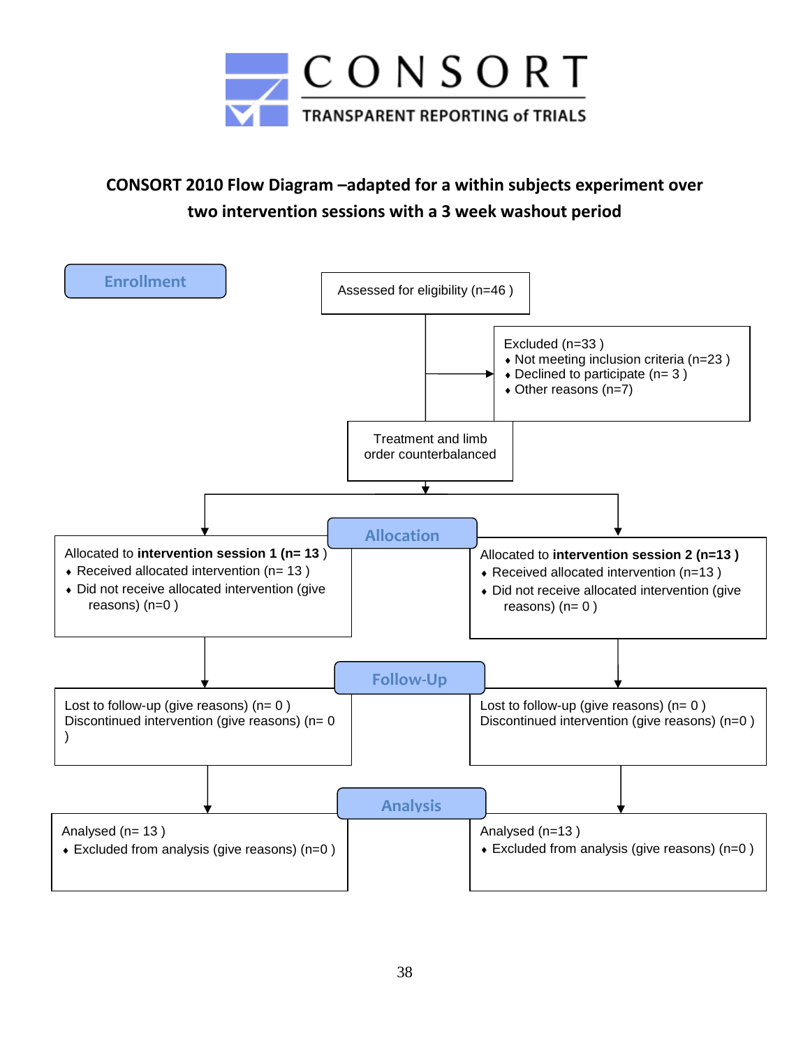CONSORT
TRANSPARENT REPORTING of TRIALS

**CONSORT 2010 Flow Diagram –adapted for a within subjects experiment over two intervention sessions with a 3 week washout period**

**Enrollment**

Assessed for eligibility (n=46 )

Excluded (n=33 )
- Not meeting inclusion criteria (n=23 )
- Declined to participate (n= 3 )
- Other reasons (n=7)

Treatment and limb order counterbalanced

**Allocation**

Allocated to **intervention session 1 (n= 13** )
- Received allocated intervention (n= 13 )
- Did not receive allocated intervention (give reasons) (n=0 )

Allocated to **intervention session 2 (n=13 )**
- Received allocated intervention (n=13 )
- Did not receive allocated intervention (give reasons) (n= 0 )

**Follow-Up**

Lost to follow-up (give reasons) (n= 0 )
Discontinued intervention (give reasons) (n= 0 )

Lost to follow-up (give reasons) (n= 0 )
Discontinued intervention (give reasons) (n=0 )

**Analysis**

Analysed (n= 13 )
- Excluded from analysis (give reasons) (n=0 )

Analysed (n=13 )
- Excluded from analysis (give reasons) (n=0 )